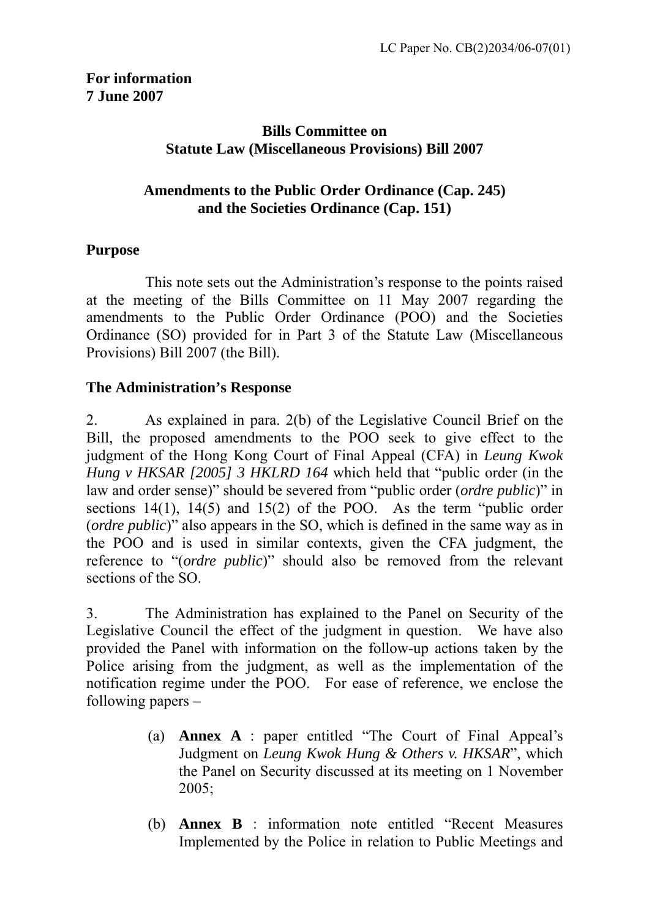LC Paper No. CB(2)2034/06-07(01)

**For information**
**7 June 2007**

**Bills Committee on**
**Statute Law (Miscellaneous Provisions) Bill 2007**

**Amendments to the Public Order Ordinance (Cap. 245)**
**and the Societies Ordinance (Cap. 151)**

**Purpose**

This note sets out the Administration's response to the points raised at the meeting of the Bills Committee on 11 May 2007 regarding the amendments to the Public Order Ordinance (POO) and the Societies Ordinance (SO) provided for in Part 3 of the Statute Law (Miscellaneous Provisions) Bill 2007 (the Bill).

**The Administration's Response**

2. As explained in para. 2(b) of the Legislative Council Brief on the Bill, the proposed amendments to the POO seek to give effect to the judgment of the Hong Kong Court of Final Appeal (CFA) in *Leung Kwok Hung v HKSAR [2005] 3 HKLRD 164* which held that "public order (in the law and order sense)" should be severed from "public order (*ordre public*)" in sections 14(1), 14(5) and 15(2) of the POO. As the term "public order (*ordre public*)" also appears in the SO, which is defined in the same way as in the POO and is used in similar contexts, given the CFA judgment, the reference to "(*ordre public*)" should also be removed from the relevant sections of the SO.

3. The Administration has explained to the Panel on Security of the Legislative Council the effect of the judgment in question. We have also provided the Panel with information on the follow-up actions taken by the Police arising from the judgment, as well as the implementation of the notification regime under the POO. For ease of reference, we enclose the following papers –

(a) **Annex A** : paper entitled "The Court of Final Appeal's Judgment on *Leung Kwok Hung & Others v. HKSAR*", which the Panel on Security discussed at its meeting on 1 November 2005;

(b) **Annex B** : information note entitled "Recent Measures Implemented by the Police in relation to Public Meetings and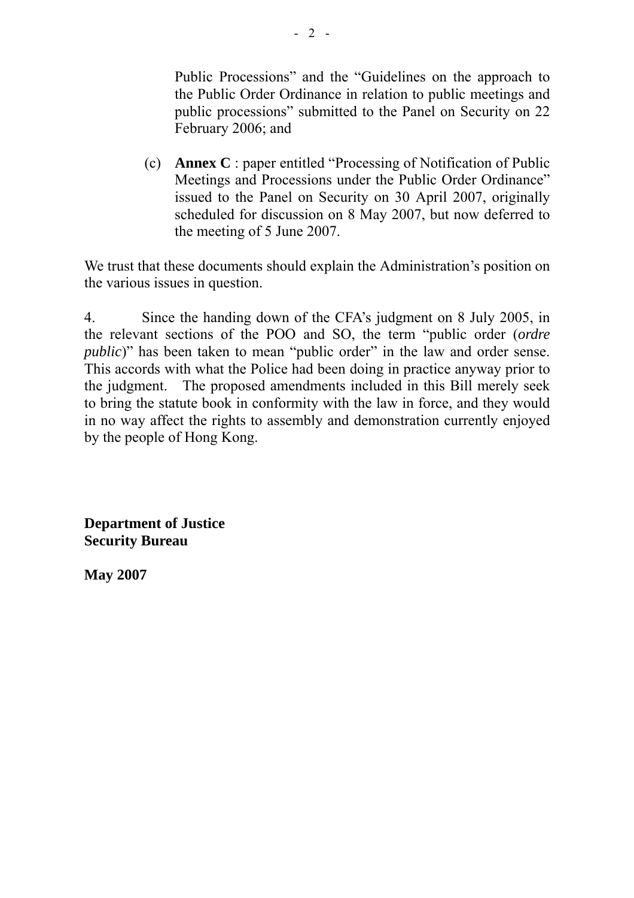Public Processions" and the "Guidelines on the approach to the Public Order Ordinance in relation to public meetings and public processions" submitted to the Panel on Security on 22 February 2006; and

(c) **Annex C** : paper entitled "Processing of Notification of Public Meetings and Processions under the Public Order Ordinance" issued to the Panel on Security on 30 April 2007, originally scheduled for discussion on 8 May 2007, but now deferred to the meeting of 5 June 2007.

We trust that these documents should explain the Administration's position on the various issues in question.

4. Since the handing down of the CFA's judgment on 8 July 2005, in the relevant sections of the POO and SO, the term "public order (*ordre public*)" has been taken to mean "public order" in the law and order sense. This accords with what the Police had been doing in practice anyway prior to the judgment. The proposed amendments included in this Bill merely seek to bring the statute book in conformity with the law in force, and they would in no way affect the rights to assembly and demonstration currently enjoyed by the people of Hong Kong.

**Department of Justice**
**Security Bureau**

**May 2007**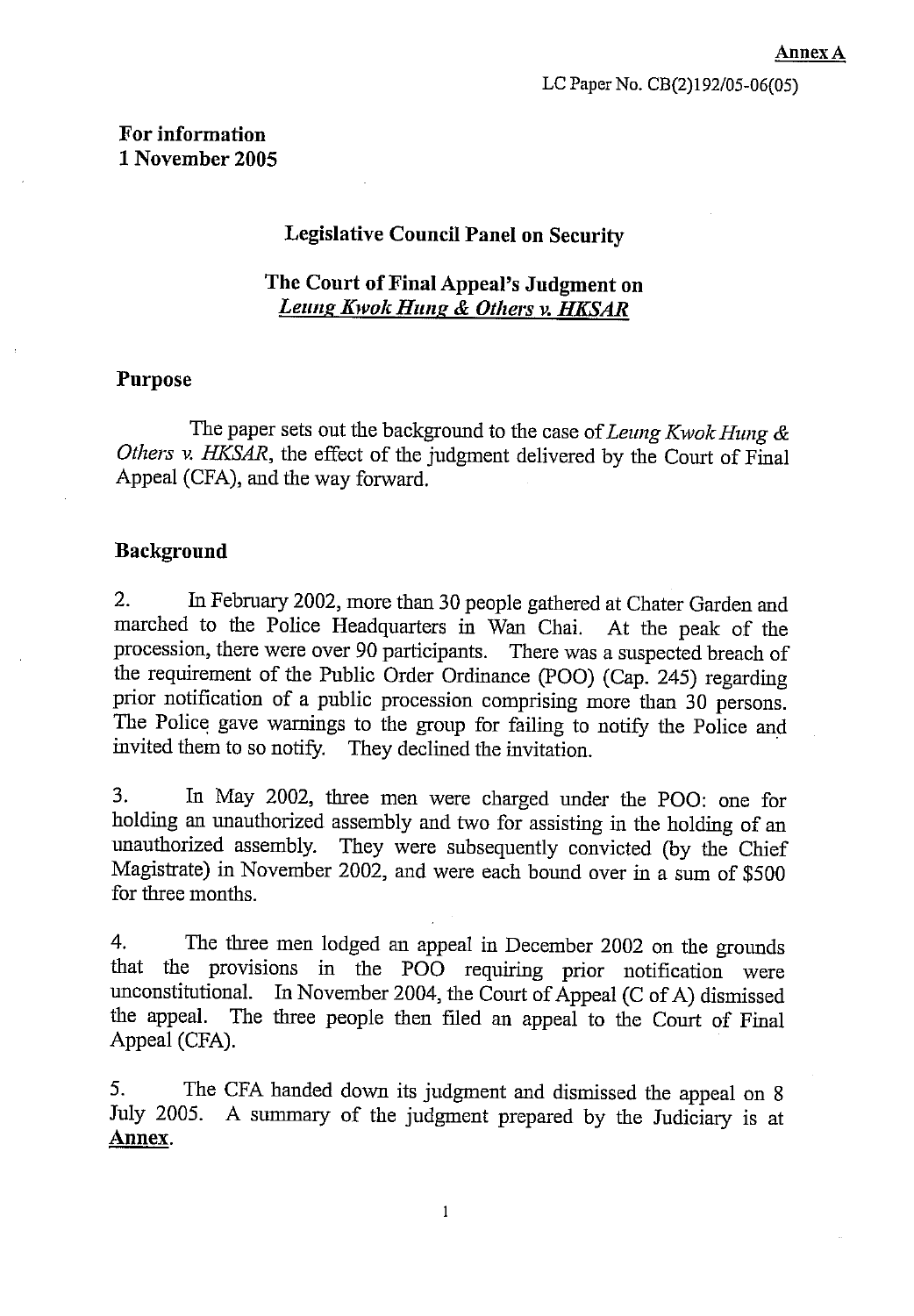**Annex A**

LC Paper No. CB(2)192/05-06(05)

**For information**
**1 November 2005**

## Legislative Council Panel on Security

## The Court of Final Appeal's Judgment on *Leung Kwok Hung & Others v. HKSAR*

### Purpose

The paper sets out the background to the case of *Leung Kwok Hung & Others v. HKSAR*, the effect of the judgment delivered by the Court of Final Appeal (CFA), and the way forward.

### Background

2. In February 2002, more than 30 people gathered at Chater Garden and marched to the Police Headquarters in Wan Chai. At the peak of the procession, there were over 90 participants. There was a suspected breach of the requirement of the Public Order Ordinance (POO) (Cap. 245) regarding prior notification of a public procession comprising more than 30 persons. The Police gave warnings to the group for failing to notify the Police and invited them to so notify. They declined the invitation.

3. In May 2002, three men were charged under the POO: one for holding an unauthorized assembly and two for assisting in the holding of an unauthorized assembly. They were subsequently convicted (by the Chief Magistrate) in November 2002, and were each bound over in a sum of $500 for three months.

4. The three men lodged an appeal in December 2002 on the grounds that the provisions in the POO requiring prior notification were unconstitutional. In November 2004, the Court of Appeal (C of A) dismissed the appeal. The three people then filed an appeal to the Court of Final Appeal (CFA).

5. The CFA handed down its judgment and dismissed the appeal on 8 July 2005. A summary of the judgment prepared by the Judiciary is at **Annex**.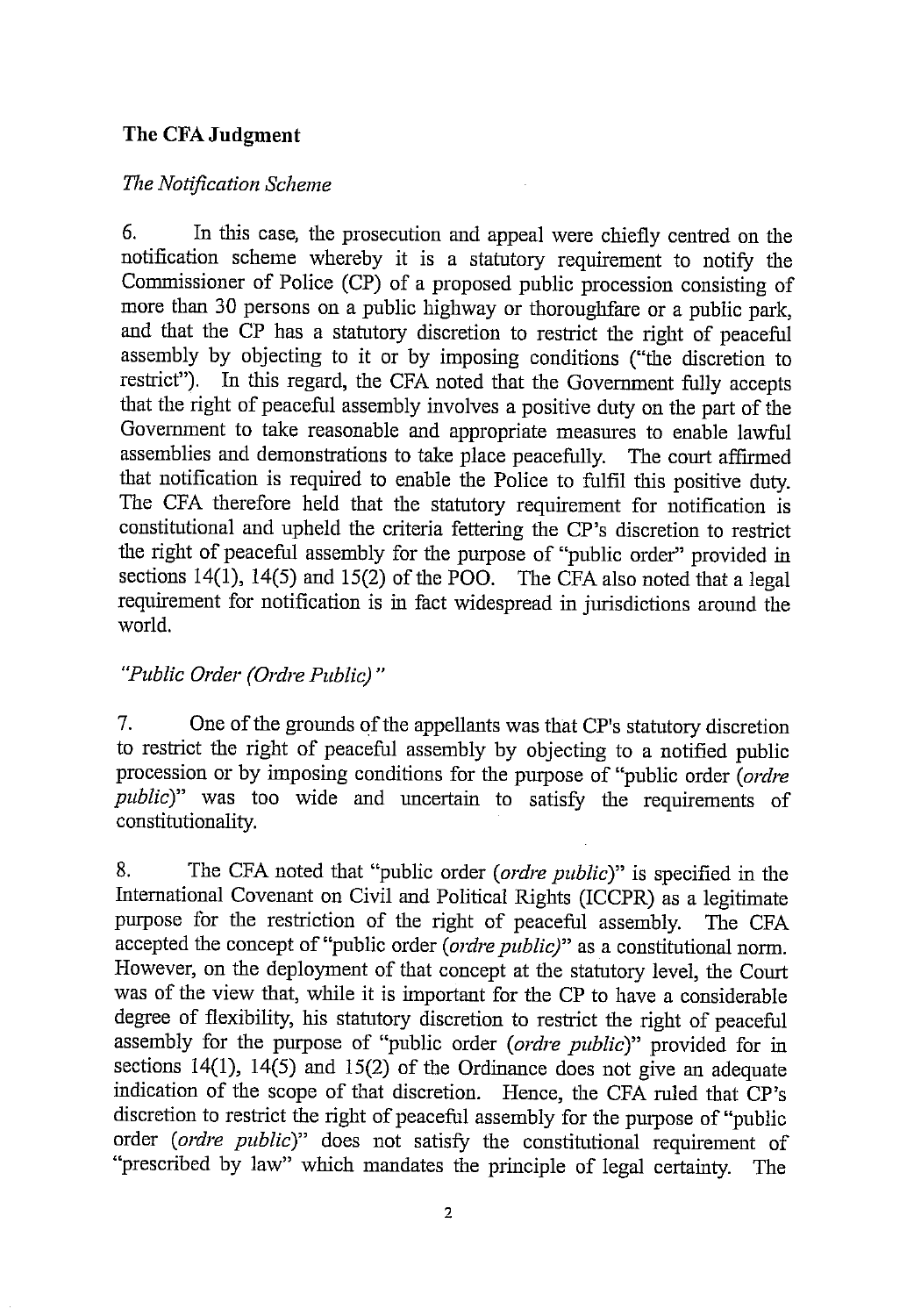**The CFA Judgment**

*The Notification Scheme*

6. In this case, the prosecution and appeal were chiefly centred on the notification scheme whereby it is a statutory requirement to notify the Commissioner of Police (CP) of a proposed public procession consisting of more than 30 persons on a public highway or thoroughfare or a public park, and that the CP has a statutory discretion to restrict the right of peaceful assembly by objecting to it or by imposing conditions ("the discretion to restrict"). In this regard, the CFA noted that the Government fully accepts that the right of peaceful assembly involves a positive duty on the part of the Government to take reasonable and appropriate measures to enable lawful assemblies and demonstrations to take place peacefully. The court affirmed that notification is required to enable the Police to fulfil this positive duty. The CFA therefore held that the statutory requirement for notification is constitutional and upheld the criteria fettering the CP's discretion to restrict the right of peaceful assembly for the purpose of "public order" provided in sections 14(1), 14(5) and 15(2) of the POO. The CFA also noted that a legal requirement for notification is in fact widespread in jurisdictions around the world.

*"Public Order (Ordre Public)"*

7. One of the grounds of the appellants was that CP's statutory discretion to restrict the right of peaceful assembly by objecting to a notified public procession or by imposing conditions for the purpose of "public order (*ordre public*)" was too wide and uncertain to satisfy the requirements of constitutionality.

8. The CFA noted that "public order (*ordre public*)" is specified in the International Covenant on Civil and Political Rights (ICCPR) as a legitimate purpose for the restriction of the right of peaceful assembly. The CFA accepted the concept of "public order (*ordre public)*" as a constitutional norm. However, on the deployment of that concept at the statutory level, the Court was of the view that, while it is important for the CP to have a considerable degree of flexibility, his statutory discretion to restrict the right of peaceful assembly for the purpose of "public order (*ordre public*)" provided for in sections 14(1), 14(5) and 15(2) of the Ordinance does not give an adequate indication of the scope of that discretion. Hence, the CFA ruled that CP's discretion to restrict the right of peaceful assembly for the purpose of "public order (*ordre public*)" does not satisfy the constitutional requirement of "prescribed by law" which mandates the principle of legal certainty. The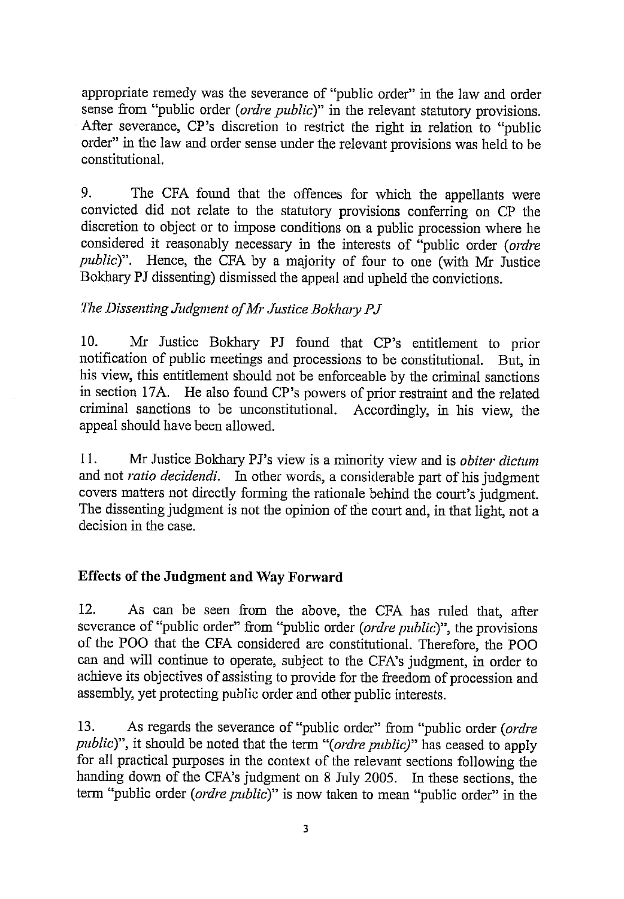appropriate remedy was the severance of "public order" in the law and order sense from "public order (*ordre public*)" in the relevant statutory provisions. After severance, CP's discretion to restrict the right in relation to "public order" in the law and order sense under the relevant provisions was held to be constitutional.

9. The CFA found that the offences for which the appellants were convicted did not relate to the statutory provisions conferring on CP the discretion to object or to impose conditions on a public procession where he considered it reasonably necessary in the interests of "public order (*ordre public*)". Hence, the CFA by a majority of four to one (with Mr Justice Bokhary PJ dissenting) dismissed the appeal and upheld the convictions.

*The Dissenting Judgment of Mr Justice Bokhary PJ*

10. Mr Justice Bokhary PJ found that CP's entitlement to prior notification of public meetings and processions to be constitutional. But, in his view, this entitlement should not be enforceable by the criminal sanctions in section 17A. He also found CP's powers of prior restraint and the related criminal sanctions to be unconstitutional. Accordingly, in his view, the appeal should have been allowed.

11. Mr Justice Bokhary PJ's view is a minority view and is *obiter dictum* and not *ratio decidendi*. In other words, a considerable part of his judgment covers matters not directly forming the rationale behind the court's judgment. The dissenting judgment is not the opinion of the court and, in that light, not a decision in the case.

## Effects of the Judgment and Way Forward

12. As can be seen from the above, the CFA has ruled that, after severance of "public order" from "public order (*ordre public*)", the provisions of the POO that the CFA considered are constitutional. Therefore, the POO can and will continue to operate, subject to the CFA's judgment, in order to achieve its objectives of assisting to provide for the freedom of procession and assembly, yet protecting public order and other public interests.

13. As regards the severance of "public order" from "public order (*ordre public*)", it should be noted that the term "(*ordre public*)" has ceased to apply for all practical purposes in the context of the relevant sections following the handing down of the CFA's judgment on 8 July 2005. In these sections, the term "public order (*ordre public*)" is now taken to mean "public order" in the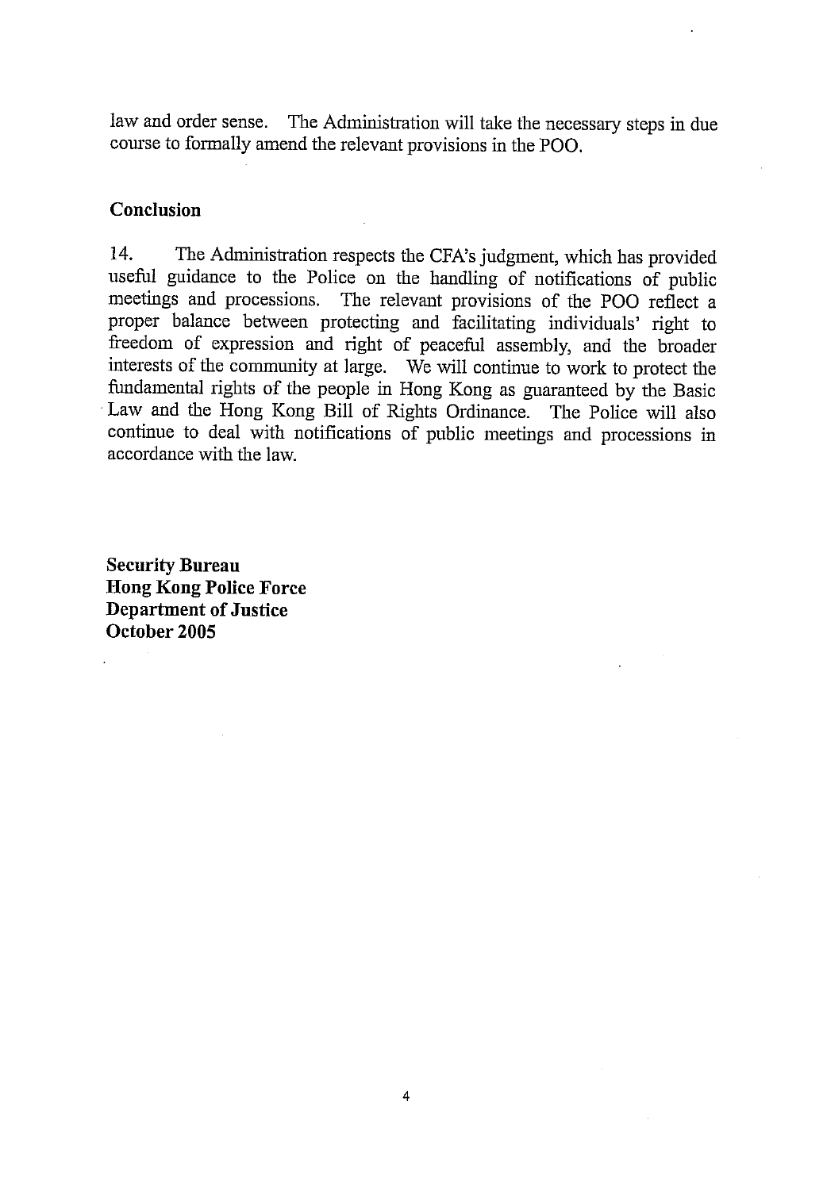law and order sense. The Administration will take the necessary steps in due course to formally amend the relevant provisions in the POO.

## Conclusion

14. The Administration respects the CFA's judgment, which has provided useful guidance to the Police on the handling of notifications of public meetings and processions. The relevant provisions of the POO reflect a proper balance between protecting and facilitating individuals' right to freedom of expression and right of peaceful assembly, and the broader interests of the community at large. We will continue to work to protect the fundamental rights of the people in Hong Kong as guaranteed by the Basic Law and the Hong Kong Bill of Rights Ordinance. The Police will also continue to deal with notifications of public meetings and processions in accordance with the law.

**Security Bureau**
**Hong Kong Police Force**
**Department of Justice**
**October 2005**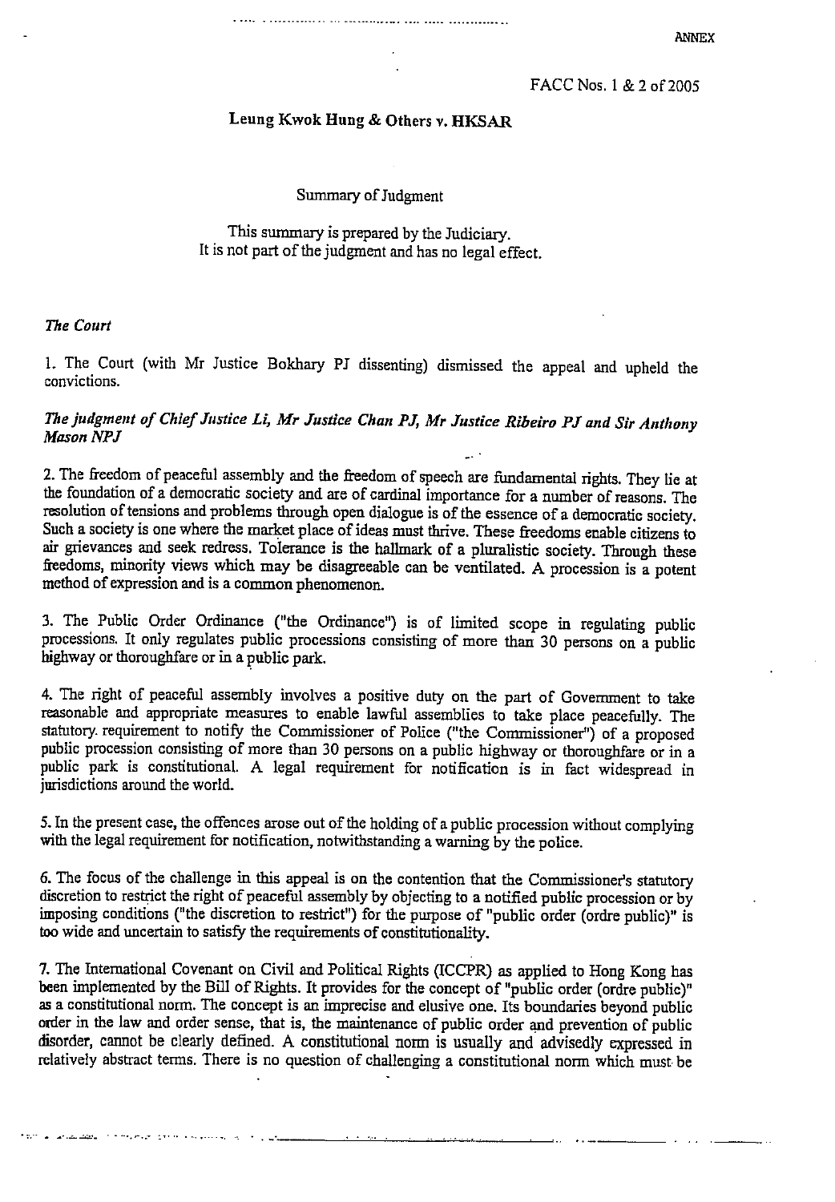ANNEX

FACC Nos. 1 & 2 of 2005

**Leung Kwok Hung & Others v. HKSAR**

Summary of Judgment

This summary is prepared by the Judiciary.
It is not part of the judgment and has no legal effect.

*The Court*

1. The Court (with Mr Justice Bokhary PJ dissenting) dismissed the appeal and upheld the convictions.

*The judgment of Chief Justice Li, Mr Justice Chan PJ, Mr Justice Ribeiro PJ and Sir Anthony Mason NPJ*

2. The freedom of peaceful assembly and the freedom of speech are fundamental rights. They lie at the foundation of a democratic society and are of cardinal importance for a number of reasons. The resolution of tensions and problems through open dialogue is of the essence of a democratic society. Such a society is one where the market place of ideas must thrive. These freedoms enable citizens to air grievances and seek redress. Tolerance is the hallmark of a pluralistic society. Through these freedoms, minority views which may be disagreeable can be ventilated. A procession is a potent method of expression and is a common phenomenon.

3. The Public Order Ordinance ("the Ordinance") is of limited scope in regulating public processions. It only regulates public processions consisting of more than 30 persons on a public highway or thoroughfare or in a public park.

4. The right of peaceful assembly involves a positive duty on the part of Government to take reasonable and appropriate measures to enable lawful assemblies to take place peacefully. The statutory requirement to notify the Commissioner of Police ("the Commissioner") of a proposed public procession consisting of more than 30 persons on a public highway or thoroughfare or in a public park is constitutional. A legal requirement for notification is in fact widespread in jurisdictions around the world.

5. In the present case, the offences arose out of the holding of a public procession without complying with the legal requirement for notification, notwithstanding a warning by the police.

6. The focus of the challenge in this appeal is on the contention that the Commissioner's statutory discretion to restrict the right of peaceful assembly by objecting to a notified public procession or by imposing conditions ("the discretion to restrict") for the purpose of "public order (ordre public)" is too wide and uncertain to satisfy the requirements of constitutionality.

7. The International Covenant on Civil and Political Rights (ICCPR) as applied to Hong Kong has been implemented by the Bill of Rights. It provides for the concept of "public order (ordre public)" as a constitutional norm. The concept is an imprecise and elusive one. Its boundaries beyond public order in the law and order sense, that is, the maintenance of public order and prevention of public disorder, cannot be clearly defined. A constitutional norm is usually and advisedly expressed in relatively abstract terms. There is no question of challenging a constitutional norm which must be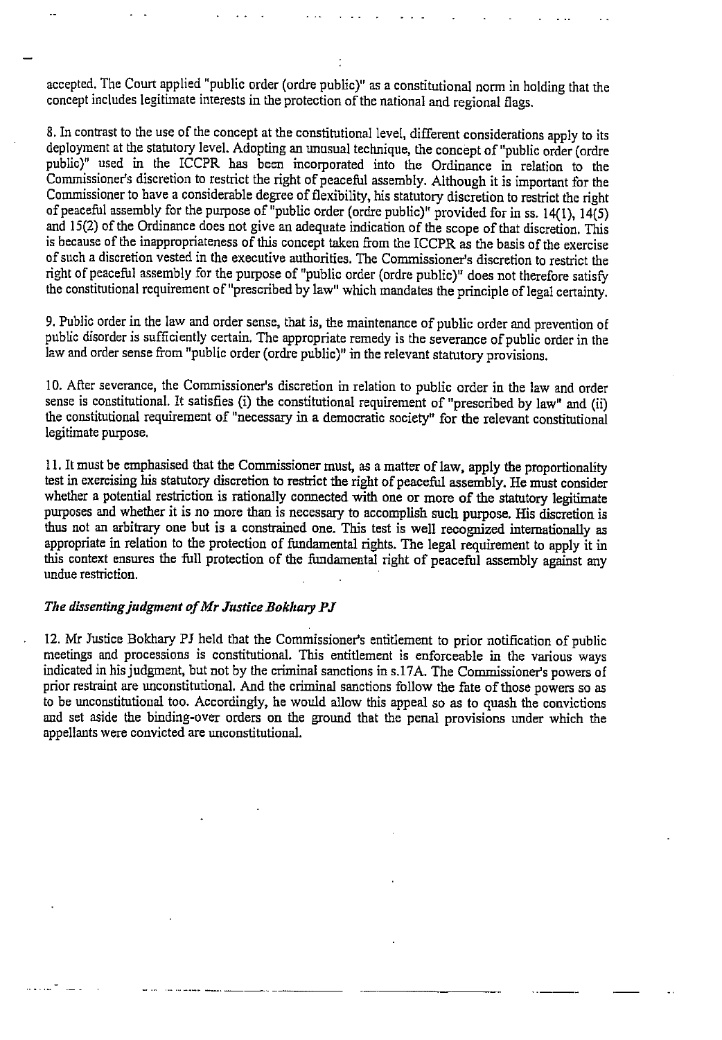accepted. The Court applied "public order (ordre public)" as a constitutional norm in holding that the concept includes legitimate interests in the protection of the national and regional flags.

8. In contrast to the use of the concept at the constitutional level, different considerations apply to its deployment at the statutory level. Adopting an unusual technique, the concept of "public order (ordre public)" used in the ICCPR has been incorporated into the Ordinance in relation to the Commissioner's discretion to restrict the right of peaceful assembly. Although it is important for the Commissioner to have a considerable degree of flexibility, his statutory discretion to restrict the right of peaceful assembly for the purpose of "public order (ordre public)" provided for in ss. 14(1), 14(5) and 15(2) of the Ordinance does not give an adequate indication of the scope of that discretion. This is because of the inappropriateness of this concept taken from the ICCPR as the basis of the exercise of such a discretion vested in the executive authorities. The Commissioner's discretion to restrict the right of peaceful assembly for the purpose of "public order (ordre public)" does not therefore satisfy the constitutional requirement of "prescribed by law" which mandates the principle of legal certainty.

9. Public order in the law and order sense, that is, the maintenance of public order and prevention of public disorder is sufficiently certain. The appropriate remedy is the severance of public order in the law and order sense from "public order (ordre public)" in the relevant statutory provisions.

10. After severance, the Commissioner's discretion in relation to public order in the law and order sense is constitutional. It satisfies (i) the constitutional requirement of "prescribed by law" and (ii) the constitutional requirement of "necessary in a democratic society" for the relevant constitutional legitimate purpose.

11. It must be emphasised that the Commissioner must, as a matter of law, apply the proportionality test in exercising his statutory discretion to restrict the right of peaceful assembly. He must consider whether a potential restriction is rationally connected with one or more of the statutory legitimate purposes and whether it is no more than is necessary to accomplish such purpose. His discretion is thus not an arbitrary one but is a constrained one. This test is well recognized internationally as appropriate in relation to the protection of fundamental rights. The legal requirement to apply it in this context ensures the full protection of the fundamental right of peaceful assembly against any undue restriction.

### *The dissenting judgment of Mr Justice Bokhary PJ*

12. Mr Justice Bokhary PJ held that the Commissioner's entitlement to prior notification of public meetings and processions is constitutional. This entitlement is enforceable in the various ways indicated in his judgment, but not by the criminal sanctions in s.17A. The Commissioner's powers of prior restraint are unconstitutional. And the criminal sanctions follow the fate of those powers so as to be unconstitutional too. Accordingly, he would allow this appeal so as to quash the convictions and set aside the binding-over orders on the ground that the penal provisions under which the appellants were convicted are unconstitutional.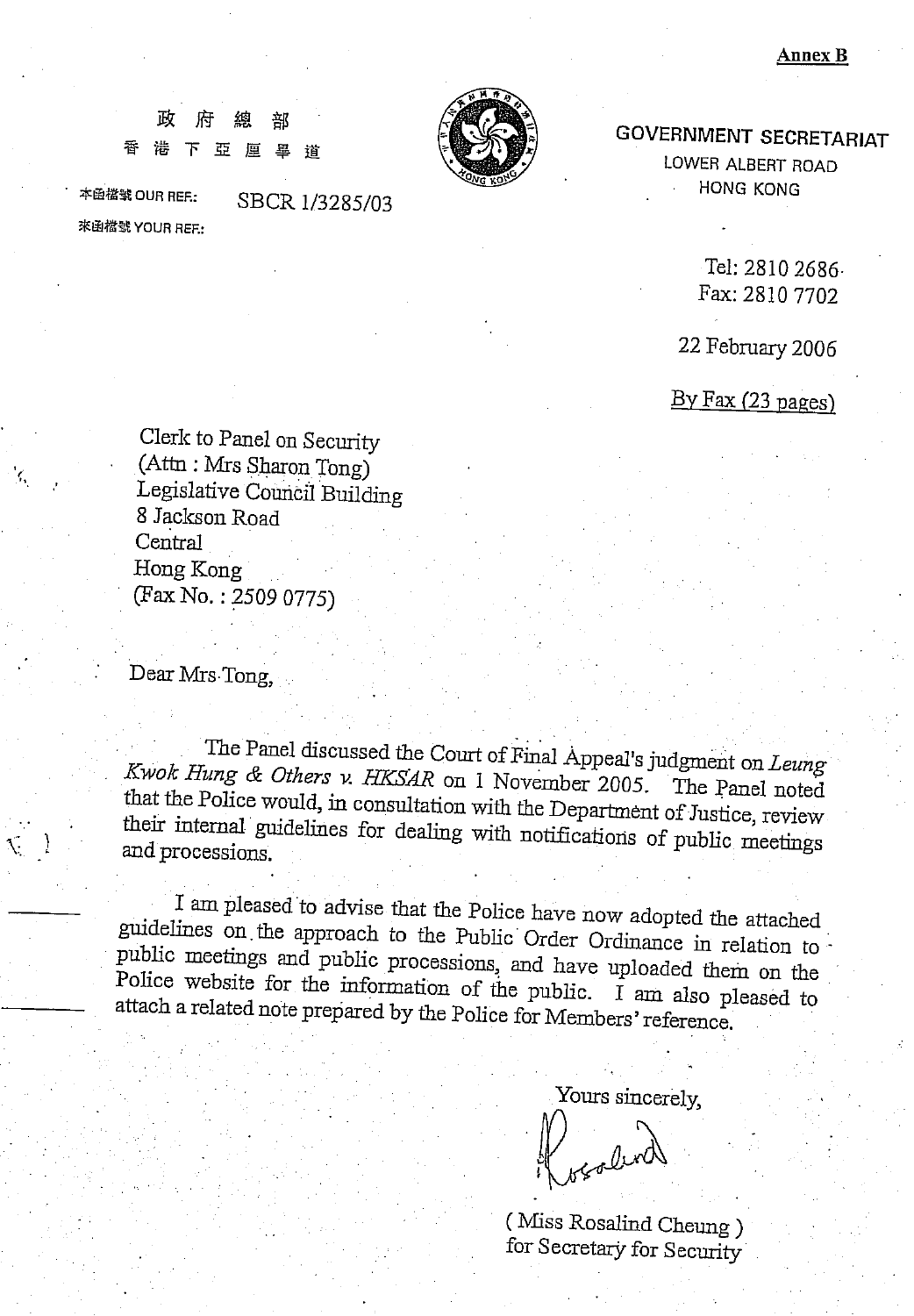**Annex B**

政 府 總 部
香 港 下 亞 厘 畢 道

本函檔號 OUR REF.: SBCR 1/3285/03
來函檔號 YOUR REF.:

GOVERNMENT SECRETARIAT
LOWER ALBERT ROAD
HONG KONG

Tel: 2810 2686
Fax: 2810 7702

22 February 2006

By Fax (23 pages)

Clerk to Panel on Security
(Attn : Mrs Sharon Tong)
Legislative Council Building
8 Jackson Road
Central
Hong Kong
(Fax No. : 2509 0775)

Dear Mrs Tong,

The Panel discussed the Court of Final Appeal's judgment on *Leung Kwok Hung & Others v. HKSAR* on 1 November 2005. The Panel noted that the Police would, in consultation with the Department of Justice, review their internal guidelines for dealing with notifications of public meetings and processions.

I am pleased to advise that the Police have now adopted the attached guidelines on the approach to the Public Order Ordinance in relation to public meetings and public processions, and have uploaded them on the Police website for the information of the public. I am also pleased to attach a related note prepared by the Police for Members' reference.

Yours sincerely,

( Miss Rosalind Cheung )
for Secretary for Security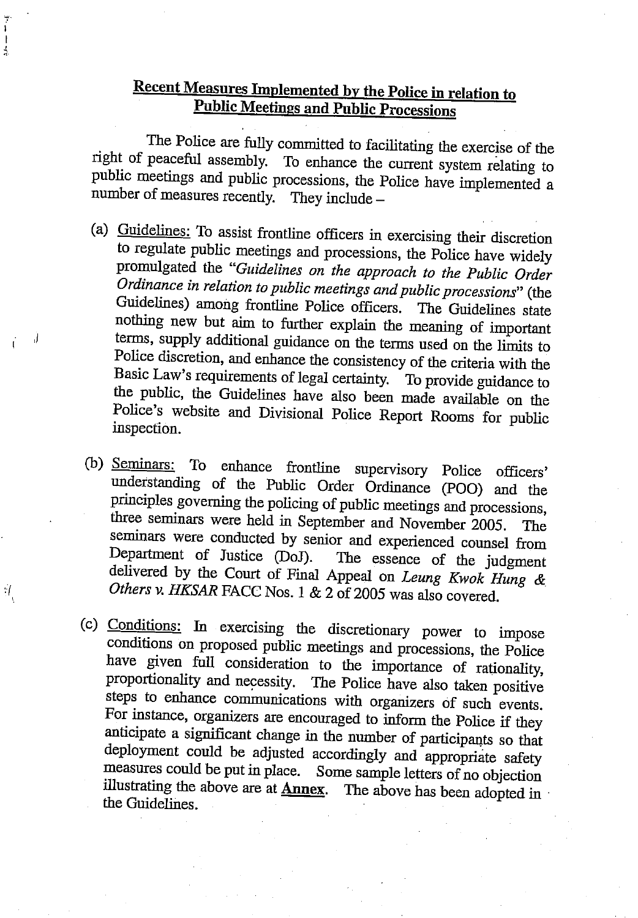## Recent Measures Implemented by the Police in relation to Public Meetings and Public Processions

The Police are fully committed to facilitating the exercise of the right of peaceful assembly. To enhance the current system relating to public meetings and public processions, the Police have implemented a number of measures recently. They include –

(a) Guidelines: To assist frontline officers in exercising their discretion to regulate public meetings and processions, the Police have widely promulgated the "*Guidelines on the approach to the Public Order Ordinance in relation to public meetings and public processions*" (the Guidelines) among frontline Police officers. The Guidelines state nothing new but aim to further explain the meaning of important terms, supply additional guidance on the terms used on the limits to Police discretion, and enhance the consistency of the criteria with the Basic Law's requirements of legal certainty. To provide guidance to the public, the Guidelines have also been made available on the Police's website and Divisional Police Report Rooms for public inspection.

(b) Seminars: To enhance frontline supervisory Police officers' understanding of the Public Order Ordinance (POO) and the principles governing the policing of public meetings and processions, three seminars were held in September and November 2005. The seminars were conducted by senior and experienced counsel from Department of Justice (DoJ). The essence of the judgment delivered by the Court of Final Appeal on *Leung Kwok Hung & Others v. HKSAR* FACC Nos. 1 & 2 of 2005 was also covered.

(c) Conditions: In exercising the discretionary power to impose conditions on proposed public meetings and processions, the Police have given full consideration to the importance of rationality, proportionality and necessity. The Police have also taken positive steps to enhance communications with organizers of such events. For instance, organizers are encouraged to inform the Police if they anticipate a significant change in the number of participants so that deployment could be adjusted accordingly and appropriate safety measures could be put in place. Some sample letters of no objection illustrating the above are at **Annex**. The above has been adopted in the Guidelines.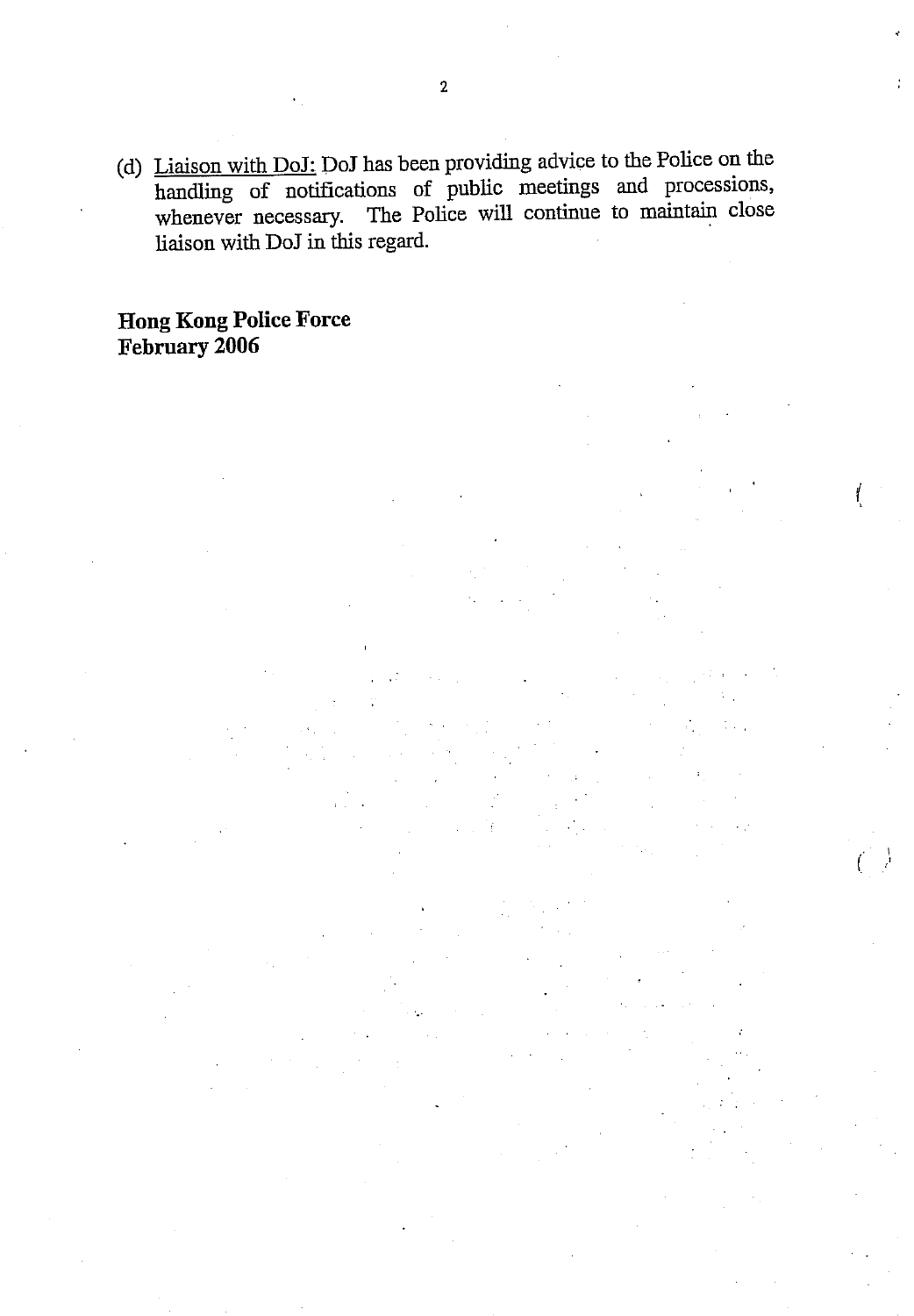(d) Liaison with DoJ: DoJ has been providing advice to the Police on the handling of notifications of public meetings and processions, whenever necessary. The Police will continue to maintain close liaison with DoJ in this regard.

**Hong Kong Police Force**
**February 2006**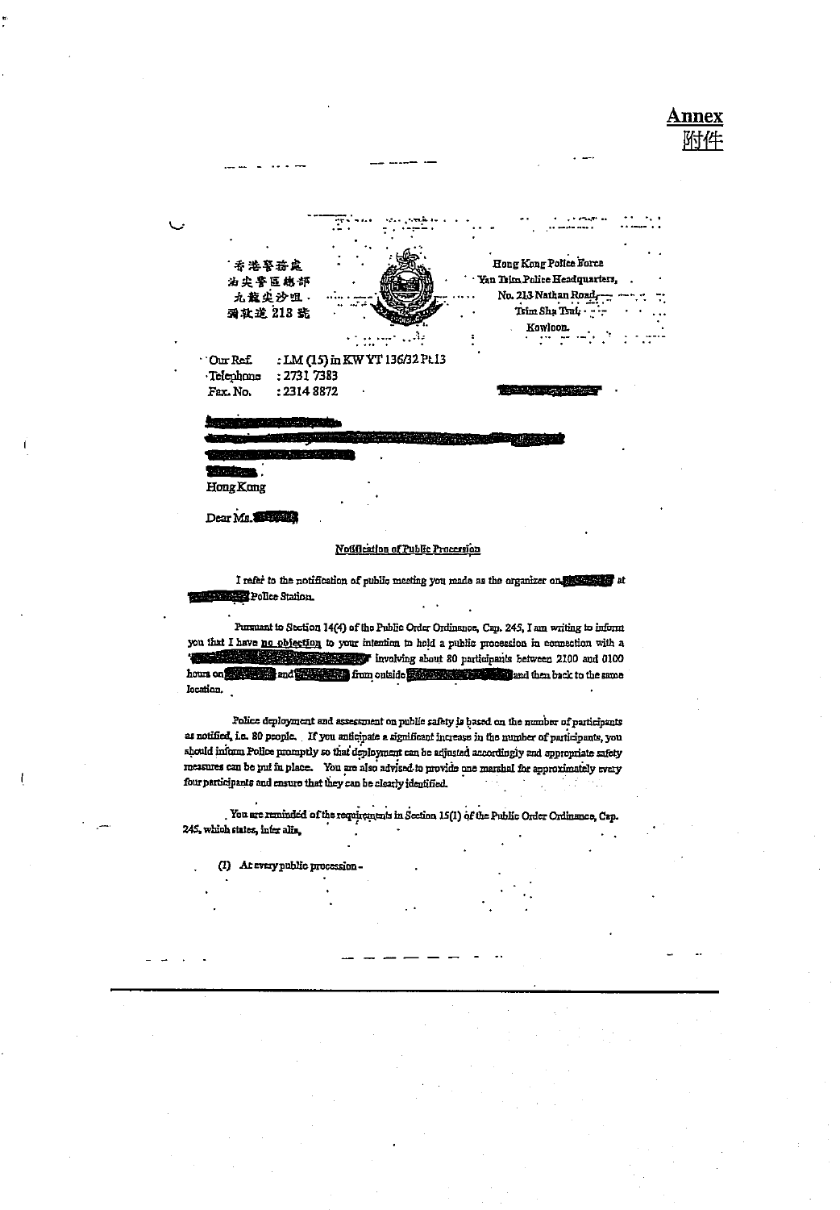**Annex**
**附件**

香港警務處
油尖警區總部
九龍尖沙咀
彌敦道 218 號

Hong Kong Police Force
Yau Tsim Police Headquarters,
No. 213 Nathan Road,
Tsim Sha Tsui,
Kowloon.

Our Ref. : LM (15) in KW YT 136/32 Pt.13
Telephone : 2731 7383
Fax. No. : 2314 8872

Hong Kong

Dear Ms.

**Notification of Public Procession**

I refer to the notification of public meeting you made as the organizer on at Police Station.

Pursuant to Section 14(4) of the Public Order Ordinance, Cap. 245, I am writing to inform you that I have **no objection** to your intention to hold a public procession in connection with a ' ' involving about 80 participants between 2100 and 0100 hours on and from outside and then back to the same location.

Police deployment and assessment on public safety is based on the number of participants as notified, i.e. 80 people. If you anticipate a significant increase in the number of participants, you should inform Police promptly so that deployment can be adjusted accordingly and appropriate safety measures can be put in place. You are also advised to provide one marshal for approximately every four participants and ensure that they can be clearly identified.

You are reminded of the requirements in Section 15(1) of the Public Order Ordinance, Cap. 245, which states, inter alia,

(1) At every public procession -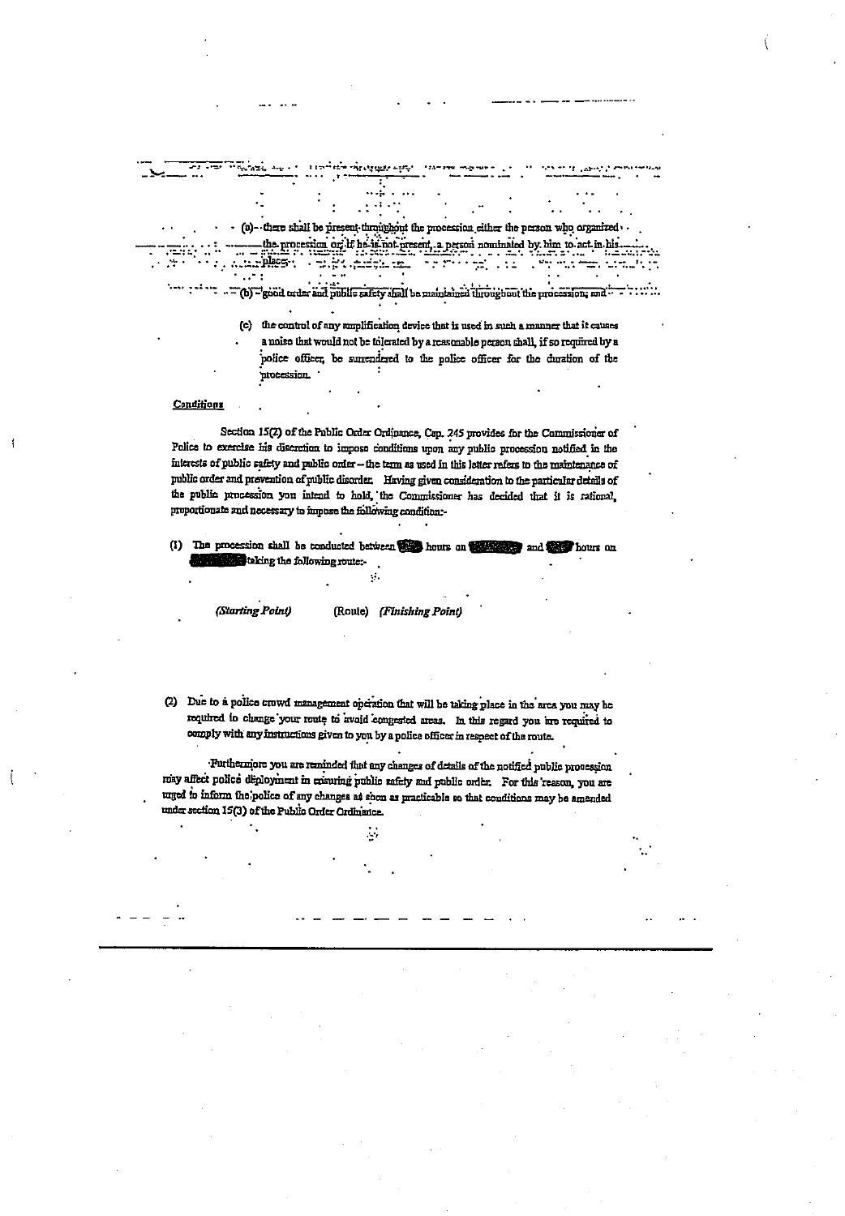(a) there shall be present throughout the procession either the person who organized the procession or, if he is not present, a person nominated by him to act in his place;

(b) good order and public safety shall be maintained throughout the procession; and

(c) the control of any amplification device that is used in such a manner that it causes a noise that would not be tolerated by a reasonable person shall, if so required by a police officer, be surrendered to the police officer for the duration of the procession.

**Conditions**

Section 15(2) of the Public Order Ordinance, Cap. 245 provides for the Commissioner of Police to exercise his discretion to impose conditions upon any public procession notified in the interests of public safety and public order – the term as used in this letter refers to the maintenance of public order and prevention of public disorder. Having given consideration to the particular details of the public procession you intend to hold, the Commissioner has decided that it is rational, proportionate and necessary to impose the following condition:-

(1) The procession shall be conducted between [redacted] hours on [redacted] and [redacted] hours on [redacted] taking the following route:-

*(Starting Point)* (Route) *(Finishing Point)*

(2) Due to a police crowd management operation that will be taking place in the area you may be required to change your route to avoid congested areas. In this regard you are required to comply with any instructions given to you by a police officer in respect of the route.

Furthermore you are reminded that any changes of details of the notified public procession may affect police deployment in ensuring public safety and public order. For this reason, you are urged to inform the police of any changes as soon as practicable so that conditions may be amended under section 15(3) of the Public Order Ordinance.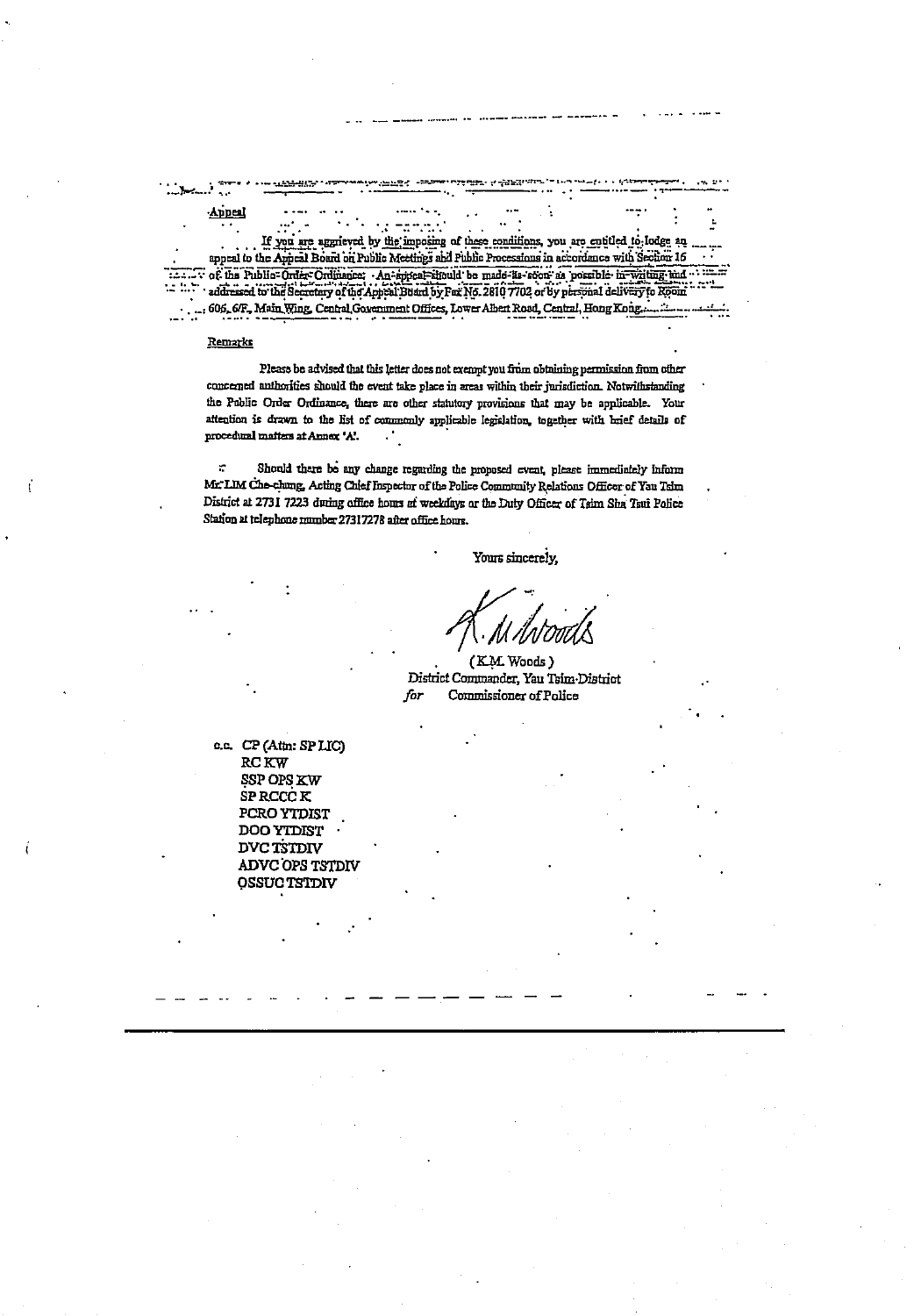**Appeal**

If you are aggrieved by the imposing of these conditions, you are entitled to lodge an appeal to the Appeal Board on Public Meetings and Public Processions in accordance with Section 16 of the Public Order Ordinance. An appeal should be made as soon as possible in writing and addressed to the Secretary of the Appeal Board by Fax No. 2810 7702 or by personal delivery to Room 606, 6/F., Main Wing, Central Government Offices, Lower Albert Road, Central, Hong Kong.

**Remarks**

Please be advised that this letter does not exempt you from obtaining permission from other concerned authorities should the event take place in areas within their jurisdiction. Notwithstanding the Public Order Ordinance, there are other statutory provisions that may be applicable. Your attention is drawn to the list of commonly applicable legislation, together with brief details of procedural matters at Annex 'A'.

Should there be any change regarding the proposed event, please immediately inform Mr. LIM Che-chung, Acting Chief Inspector of the Police Community Relations Officer of Yau Tsim District at 2731 7223 during office hours of weekdays or the Duty Officer of Tsim Sha Tsui Police Station at telephone number 27317278 after office hours.

Yours sincerely,

K. M. Woods

(K.M. Woods)
District Commander, Yau Tsim District
*for* Commissioner of Police

c.c. CP (Attn: SP LIC)
RC KW
SSP OPS KW
SP RCCC K
PCRO YTDIST
DOO YTDIST
DVC TSTDIV
ADVC OPS TSTDIV
OSSUC TSTDIV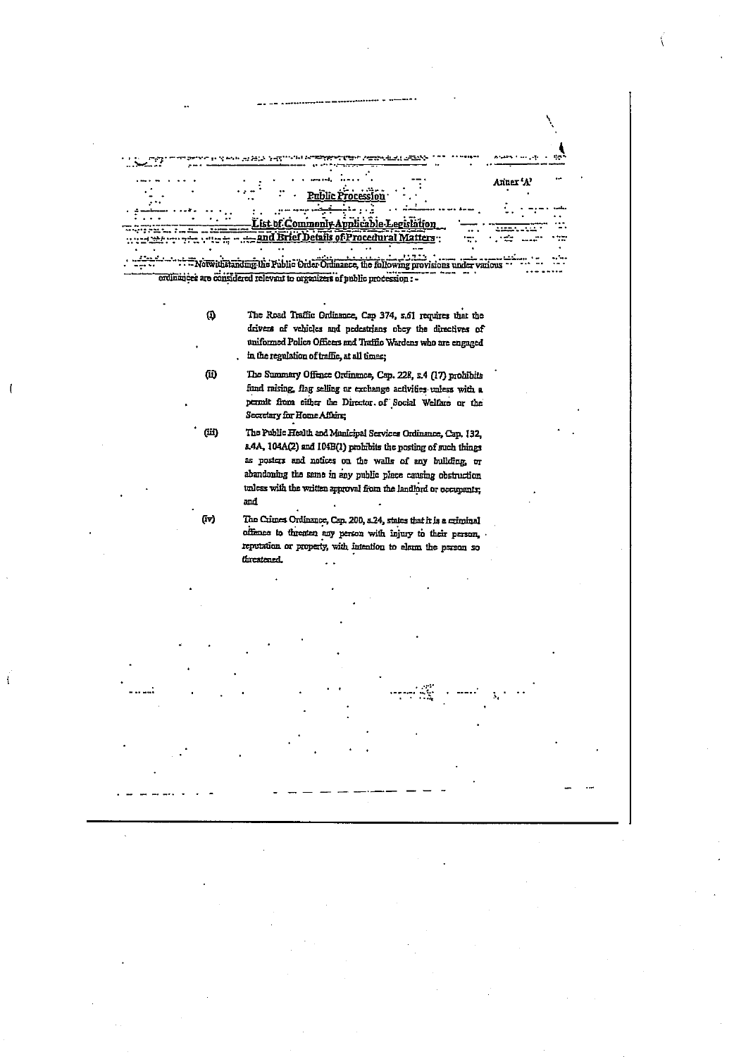Annex 'A'

## Public Procession

### List of Commonly Applicable Legislation and Brief Details of Procedural Matters:

Notwithstanding the Public Order Ordinance, the following provisions under various ordinances are considered relevant to organizers of public procession : -

(i) The Road Traffic Ordinance, Cap 374, s.61 requires that the drivers of vehicles and pedestrians obey the directives of uniformed Police Officers and Traffic Wardens who are engaged in the regulation of traffic, at all times;

(ii) The Summary Offence Ordinance, Cap. 228, s.4 (17) prohibits fund raising, flag selling or exchange activities unless with a permit from either the Director of Social Welfare or the Secretary for Home Affairs;

(iii) The Public Health and Municipal Services Ordinance, Cap. 132, s.4A, 104A(2) and 104B(1) prohibits the posting of such things as posters and notices on the walls of any building, or abandoning the same in any public place causing obstruction unless with the written approval from the landlord or occupants; and

(iv) The Crimes Ordinance, Cap. 200, s.24, states that it is a criminal offence to threaten any person with injury to their person, reputation or property, with intention to alarm the person so threatened.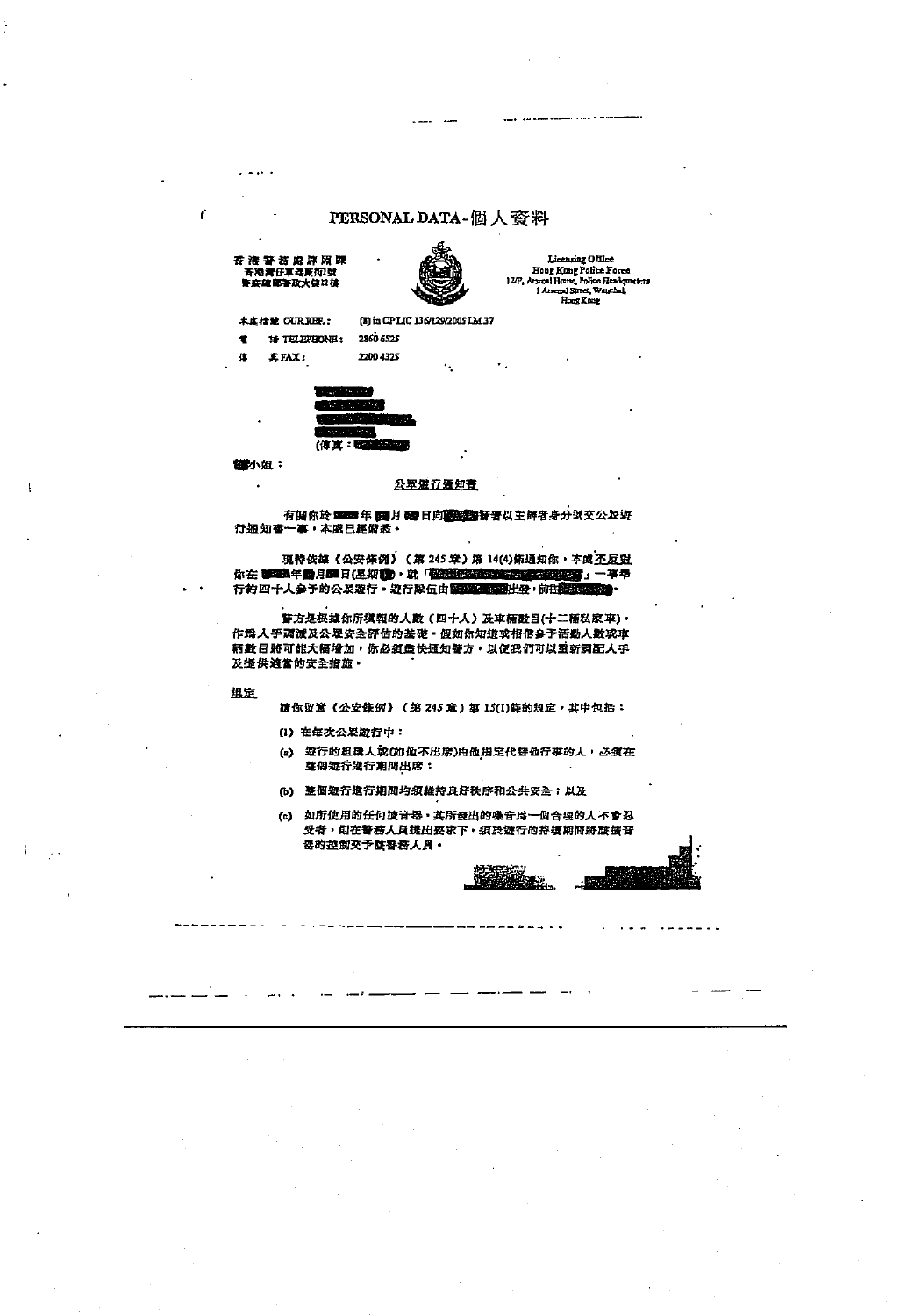PERSONAL DATA-個人資料

香港警務處牌照課
香港灣仔軍器廠街1號
警察總部警政大樓12樓

Licensing Office
Hong Kong Police Force
12/F, Arsenal House, Police Headquarters
1 Arsenal Street, Wanchai,
Hong Kong

本處檔號 OUR REF.: (8) in CP LIC 136/129/2005 LM 37
電 話 TELEPHONE: 2860 6525
傳 真 FAX: 2200 4325

(傳真：)

小姐：

公眾遊行通知書

有關你於 年 月 日向 警署以主辦者身分遞交公眾遊行通知書一事，本處已經備悉。

現特依據《公安條例》（第 245 章）第 14(4)條通知你，本處不反對你在 年 月 日(星期 )，就「 」一事舉行約四十人參予的公眾遊行。遊行隊伍由 出發，前往 。

警方是根據你所填報的人數（四十人）及車輛數目(十二輛私家車)，作為人手調派及公眾安全評估的基礎。假如你知道或相信參予活動人數或車輛數目將可能大幅增加，你必須盡快通知警方，以便我們可以重新調配人手及提供適當的安全措施。

**規定**

請你留意《公安條例》（第 245 章）第 15(1)條的規定，其中包括：

(1) 在每次公眾遊行中：

(a) 遊行的組織人或(如他不出席)由他指定代替他行事的人，必須在整個遊行進行期間出席；

(b) 整個遊行進行期間均須維持良好秩序和公共安全；以及

(c) 如所使用的任何擴音器，其所發出的噪音為一個合理的人不會忍受者，則在警務人員提出要求下，須於遊行的持續期間將該擴音器的控制交予該警務人員。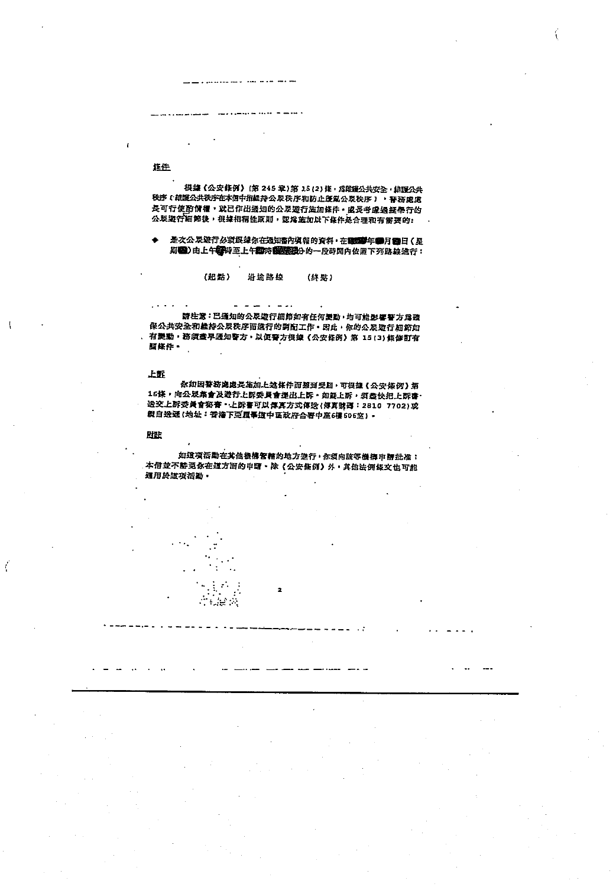**條件**

根據《公安條例》(第 245 章)第 15(2)條，爲維護公共安全，維護公共秩序(維護公共秩序在本信中指維持公眾秩序和防止擾亂公眾秩序)，警務處處長可行使酌情權，就已作出通知的公眾遊行施加條件。處長考慮過擬舉行的公眾遊行細節後，根據相稱性原則，認爲施加以下條件是合理和有需要的：

- 是次公眾遊行必須根據你在通知書內填報的資料，在█年█月█日(星期█)由上午█時至上午█時█分的一段時間內依照下列路線進行：

(起點)　沿途路線　(終點)

請注意：已通知的公眾遊行細節如有任何變動，均可能影響警方爲確保公共安全和維持公眾秩序而進行的調配工作。因此，你的公眾遊行細節如有變動，務須盡早通知警方，以便警方根據《公安條例》第 15(3)條修訂有關條件。

**上訴**

你如因警務處處長施加上述條件而感到受屈，可根據《公安條例》第16條，向公眾集會及遊行上訴委員會提出上訴。如提上訴，須盡快把上訴書送交上訴委員會秘書。上訴書可以傳真方式傳送(傳真號碼：2810 7702)或親自送遞(地址：香港下亞厘畢道中區政府合署中座6樓606室)。

**附註**

如該項活動在其他機構管轄的地方進行，你須向該等機構申請批准；本信並不豁免你在這方面的申請。除《公安條例》外，其他法例條文也可能適用於該項活動。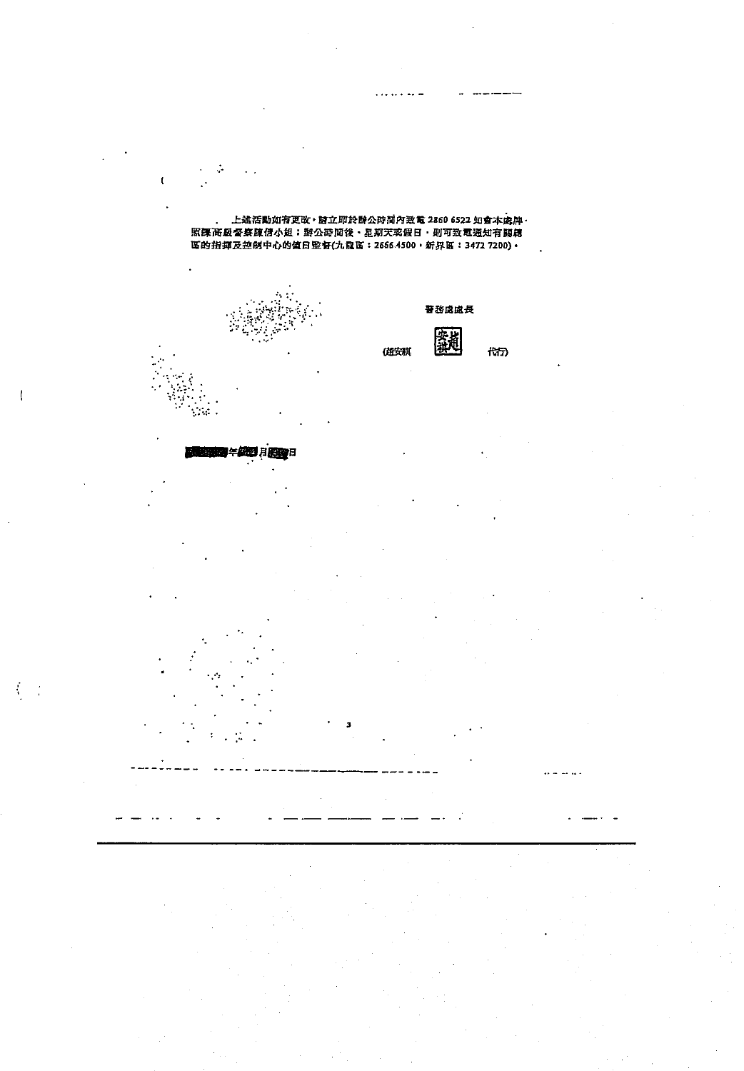上述活動如有更改，請立即於辦公時間內致電 2860 6522 知會本處牌照課高級督察陳倩小姐；辦公時間後、星期天或假日，則可致電通知有關總區的指揮及控制中心的值日監督(九龍區：2666 4500，新界區：3472 7200)。

警務處處長

(趙安祺　　代行)

年　月　日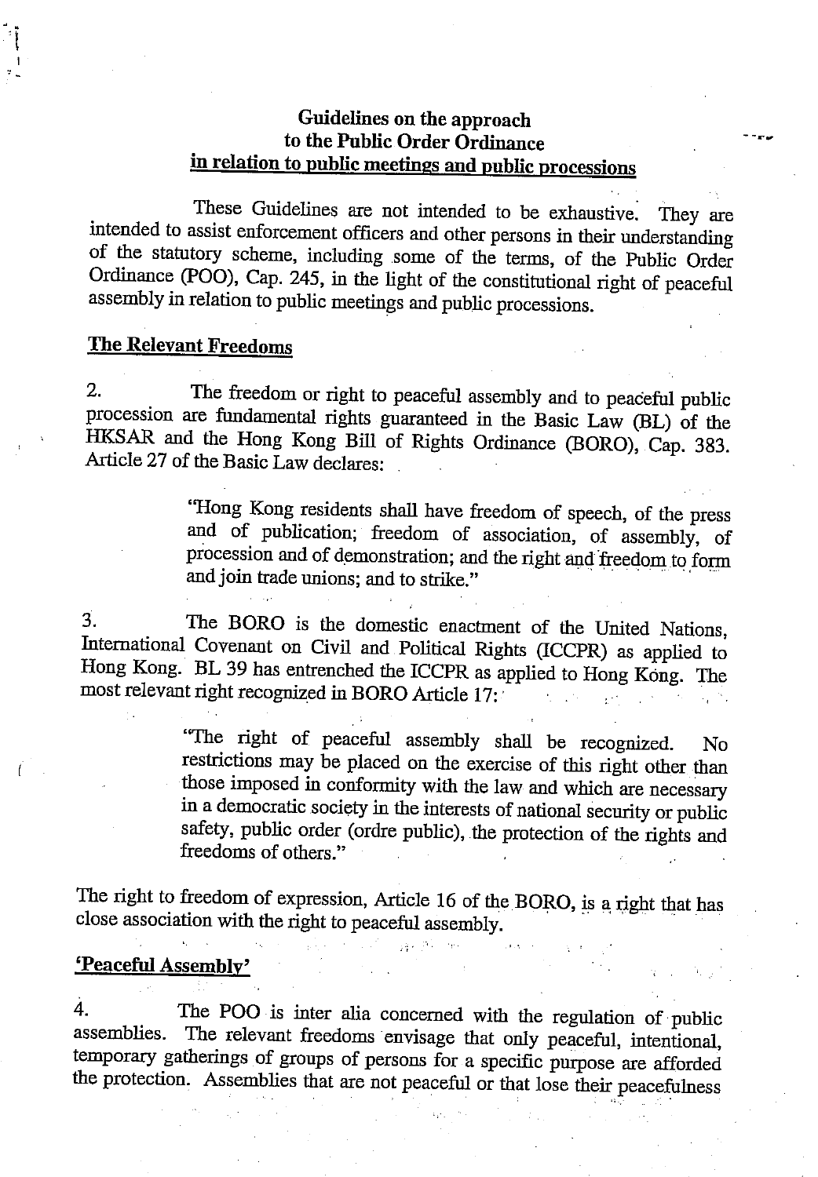# Guidelines on the approach to the Public Order Ordinance in relation to public meetings and public processions

These Guidelines are not intended to be exhaustive. They are intended to assist enforcement officers and other persons in their understanding of the statutory scheme, including some of the terms, of the Public Order Ordinance (POO), Cap. 245, in the light of the constitutional right of peaceful assembly in relation to public meetings and public processions.

## The Relevant Freedoms

2. The freedom or right to peaceful assembly and to peaceful public procession are fundamental rights guaranteed in the Basic Law (BL) of the HKSAR and the Hong Kong Bill of Rights Ordinance (BORO), Cap. 383. Article 27 of the Basic Law declares:

> "Hong Kong residents shall have freedom of speech, of the press and of publication; freedom of association, of assembly, of procession and of demonstration; and the right and freedom to form and join trade unions; and to strike."

3. The BORO is the domestic enactment of the United Nations, International Covenant on Civil and Political Rights (ICCPR) as applied to Hong Kong. BL 39 has entrenched the ICCPR as applied to Hong Kong. The most relevant right recognized in BORO Article 17:

> "The right of peaceful assembly shall be recognized. No restrictions may be placed on the exercise of this right other than those imposed in conformity with the law and which are necessary in a democratic society in the interests of national security or public safety, public order (ordre public), the protection of the rights and freedoms of others."

The right to freedom of expression, Article 16 of the BORO, is a right that has close association with the right to peaceful assembly.

## 'Peaceful Assembly'

4. The POO is inter alia concerned with the regulation of public assemblies. The relevant freedoms envisage that only peaceful, intentional, temporary gatherings of groups of persons for a specific purpose are afforded the protection. Assemblies that are not peaceful or that lose their peacefulness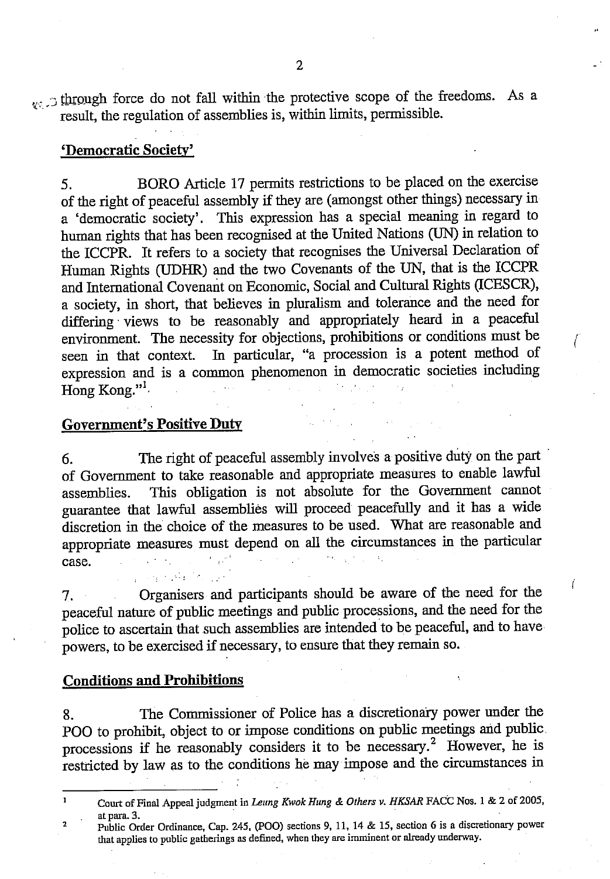through force do not fall within the protective scope of the freedoms. As a result, the regulation of assemblies is, within limits, permissible.

## 'Democratic Society'

5. BORO Article 17 permits restrictions to be placed on the exercise of the right of peaceful assembly if they are (amongst other things) necessary in a 'democratic society'. This expression has a special meaning in regard to human rights that has been recognised at the United Nations (UN) in relation to the ICCPR. It refers to a society that recognises the Universal Declaration of Human Rights (UDHR) and the two Covenants of the UN, that is the ICCPR and International Covenant on Economic, Social and Cultural Rights (ICESCR), a society, in short, that believes in pluralism and tolerance and the need for differing views to be reasonably and appropriately heard in a peaceful environment. The necessity for objections, prohibitions or conditions must be seen in that context. In particular, "a procession is a potent method of expression and is a common phenomenon in democratic societies including Hong Kong."[1]

## Government's Positive Duty

6. The right of peaceful assembly involves a positive duty on the part of Government to take reasonable and appropriate measures to enable lawful assemblies. This obligation is not absolute for the Government cannot guarantee that lawful assemblies will proceed peacefully and it has a wide discretion in the choice of the measures to be used. What are reasonable and appropriate measures must depend on all the circumstances in the particular case.

7. Organisers and participants should be aware of the need for the peaceful nature of public meetings and public processions, and the need for the police to ascertain that such assemblies are intended to be peaceful, and to have powers, to be exercised if necessary, to ensure that they remain so.

## Conditions and Prohibitions

8. The Commissioner of Police has a discretionary power under the POO to prohibit, object to or impose conditions on public meetings and public processions if he reasonably considers it to be necessary.[2] However, he is restricted by law as to the conditions he may impose and the circumstances in

---

[1] Court of Final Appeal judgment in *Leung Kwok Hung & Others v. HKSAR* FACC Nos. 1 & 2 of 2005, at para. 3.

[2] Public Order Ordinance, Cap. 245, (POO) sections 9, 11, 14 & 15, section 6 is a discretionary power that applies to public gatherings as defined, when they are imminent or already underway.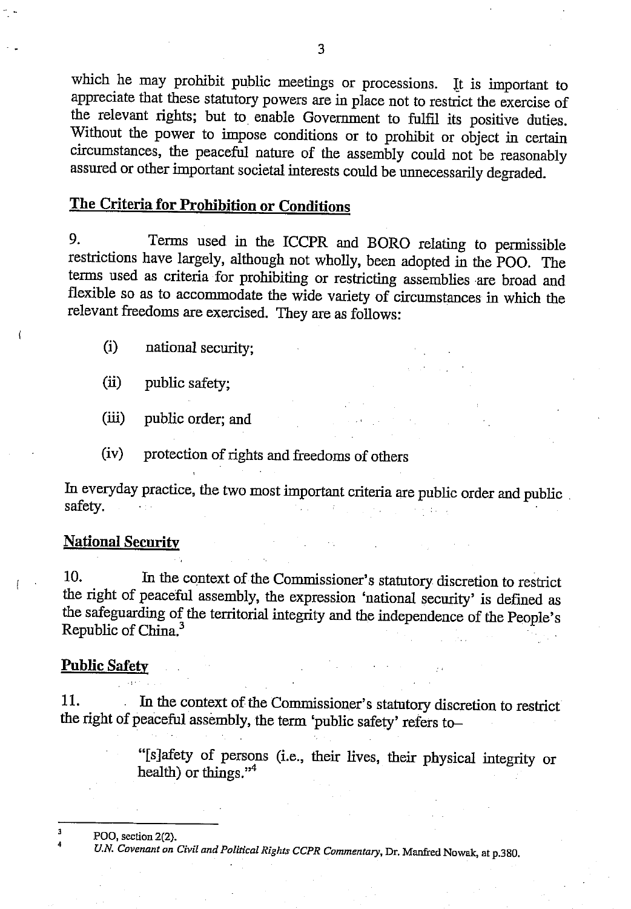which he may prohibit public meetings or processions. It is important to appreciate that these statutory powers are in place not to restrict the exercise of the relevant rights; but to enable Government to fulfil its positive duties. Without the power to impose conditions or to prohibit or object in certain circumstances, the peaceful nature of the assembly could not be reasonably assured or other important societal interests could be unnecessarily degraded.

## The Criteria for Prohibition or Conditions

9. Terms used in the ICCPR and BORO relating to permissible restrictions have largely, although not wholly, been adopted in the POO. The terms used as criteria for prohibiting or restricting assemblies are broad and flexible so as to accommodate the wide variety of circumstances in which the relevant freedoms are exercised. They are as follows:

(i) national security;

(ii) public safety;

(iii) public order; and

(iv) protection of rights and freedoms of others

In everyday practice, the two most important criteria are public order and public safety.

## National Security

10. In the context of the Commissioner's statutory discretion to restrict the right of peaceful assembly, the expression 'national security' is defined as the safeguarding of the territorial integrity and the independence of the People's Republic of China.[3]

## Public Safety

11. In the context of the Commissioner's statutory discretion to restrict the right of peaceful assembly, the term 'public safety' refers to–

> "[s]afety of persons (i.e., their lives, their physical integrity or health) or things."[4]

---

[3] POO, section 2(2).

[4] *U.N. Covenant on Civil and Political Rights CCPR Commentary*, Dr. Manfred Nowak, at p.380.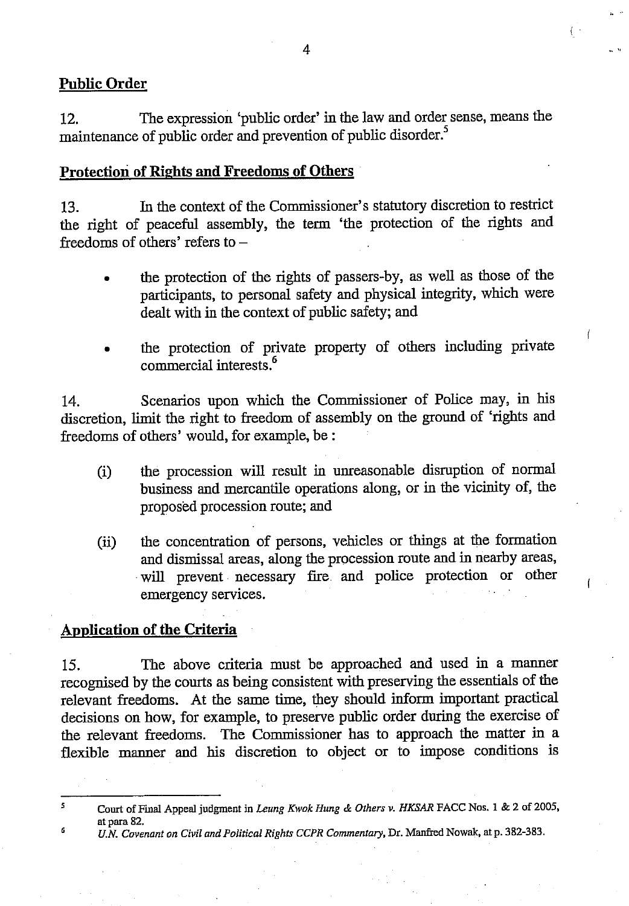## Public Order

12. The expression 'public order' in the law and order sense, means the maintenance of public order and prevention of public disorder.[5]

## Protection of Rights and Freedoms of Others

13. In the context of the Commissioner's statutory discretion to restrict the right of peaceful assembly, the term 'the protection of the rights and freedoms of others' refers to –

- the protection of the rights of passers-by, as well as those of the participants, to personal safety and physical integrity, which were dealt with in the context of public safety; and

- the protection of private property of others including private commercial interests.[6]

14. Scenarios upon which the Commissioner of Police may, in his discretion, limit the right to freedom of assembly on the ground of 'rights and freedoms of others' would, for example, be :

(i) the procession will result in unreasonable disruption of normal business and mercantile operations along, or in the vicinity of, the proposed procession route; and

(ii) the concentration of persons, vehicles or things at the formation and dismissal areas, along the procession route and in nearby areas, will prevent necessary fire and police protection or other emergency services.

## Application of the Criteria

15. The above criteria must be approached and used in a manner recognised by the courts as being consistent with preserving the essentials of the relevant freedoms. At the same time, they should inform important practical decisions on how, for example, to preserve public order during the exercise of the relevant freedoms. The Commissioner has to approach the matter in a flexible manner and his discretion to object or to impose conditions is

---

[5] Court of Final Appeal judgment in *Leung Kwok Hung & Others v. HKSAR* FACC Nos. 1 & 2 of 2005, at para 82.

[6] *U.N. Covenant on Civil and Political Rights CCPR Commentary*, Dr. Manfred Nowak, at p. 382-383.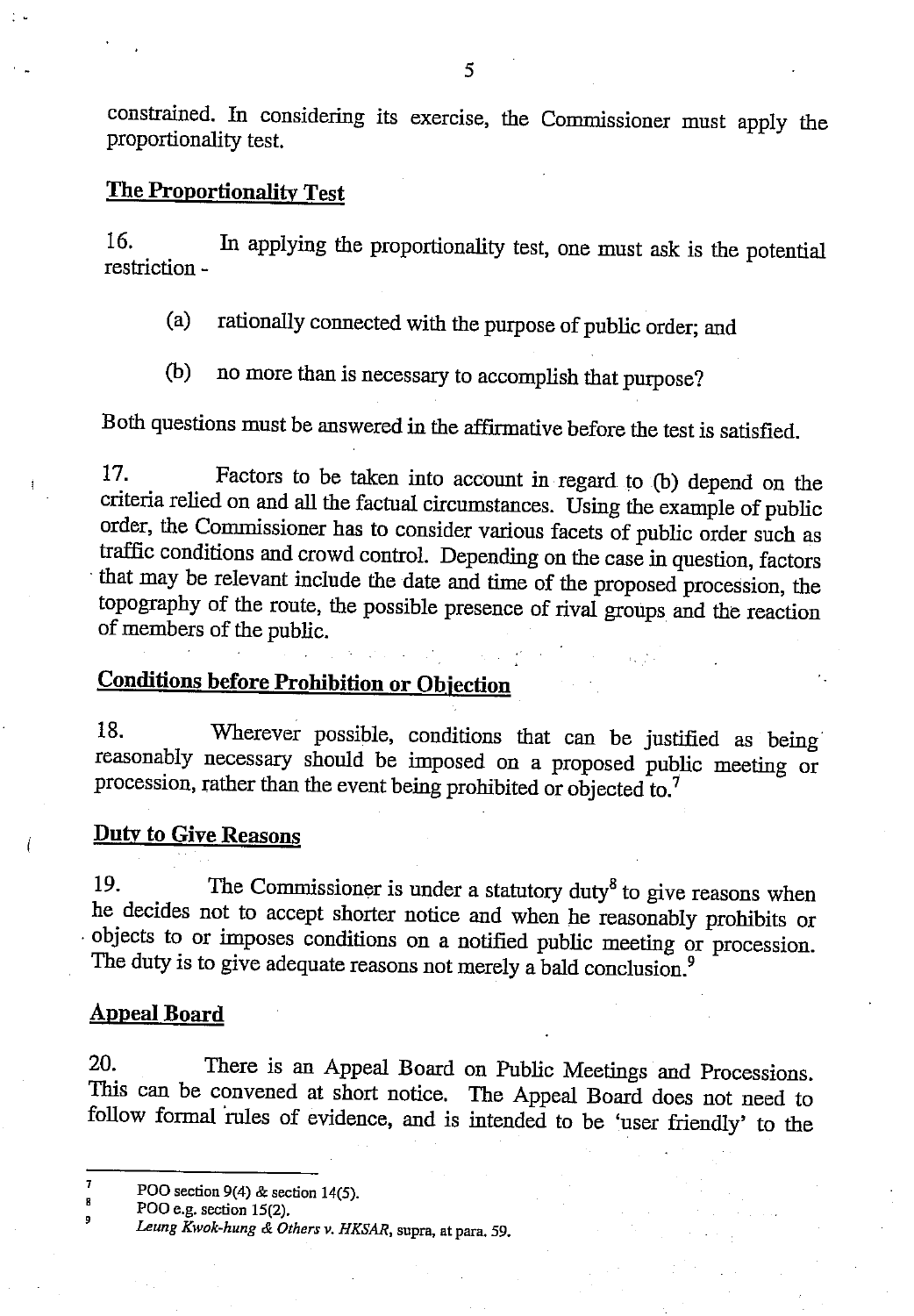constrained. In considering its exercise, the Commissioner must apply the proportionality test.

## The Proportionality Test

16. In applying the proportionality test, one must ask is the potential restriction -

(a) rationally connected with the purpose of public order; and

(b) no more than is necessary to accomplish that purpose?

Both questions must be answered in the affirmative before the test is satisfied.

17. Factors to be taken into account in regard to (b) depend on the criteria relied on and all the factual circumstances. Using the example of public order, the Commissioner has to consider various facets of public order such as traffic conditions and crowd control. Depending on the case in question, factors that may be relevant include the date and time of the proposed procession, the topography of the route, the possible presence of rival groups and the reaction of members of the public.

## Conditions before Prohibition or Objection

18. Wherever possible, conditions that can be justified as being reasonably necessary should be imposed on a proposed public meeting or procession, rather than the event being prohibited or objected to.[7]

## Duty to Give Reasons

19. The Commissioner is under a statutory duty[8] to give reasons when he decides not to accept shorter notice and when he reasonably prohibits or objects to or imposes conditions on a notified public meeting or procession. The duty is to give adequate reasons not merely a bald conclusion.[9]

## Appeal Board

20. There is an Appeal Board on Public Meetings and Processions. This can be convened at short notice. The Appeal Board does not need to follow formal rules of evidence, and is intended to be 'user friendly' to the

---

[7] POO section 9(4) & section 14(5).

[8] POO e.g. section 15(2).

[9] *Leung Kwok-hung & Others v. HKSAR*, supra, at para. 59.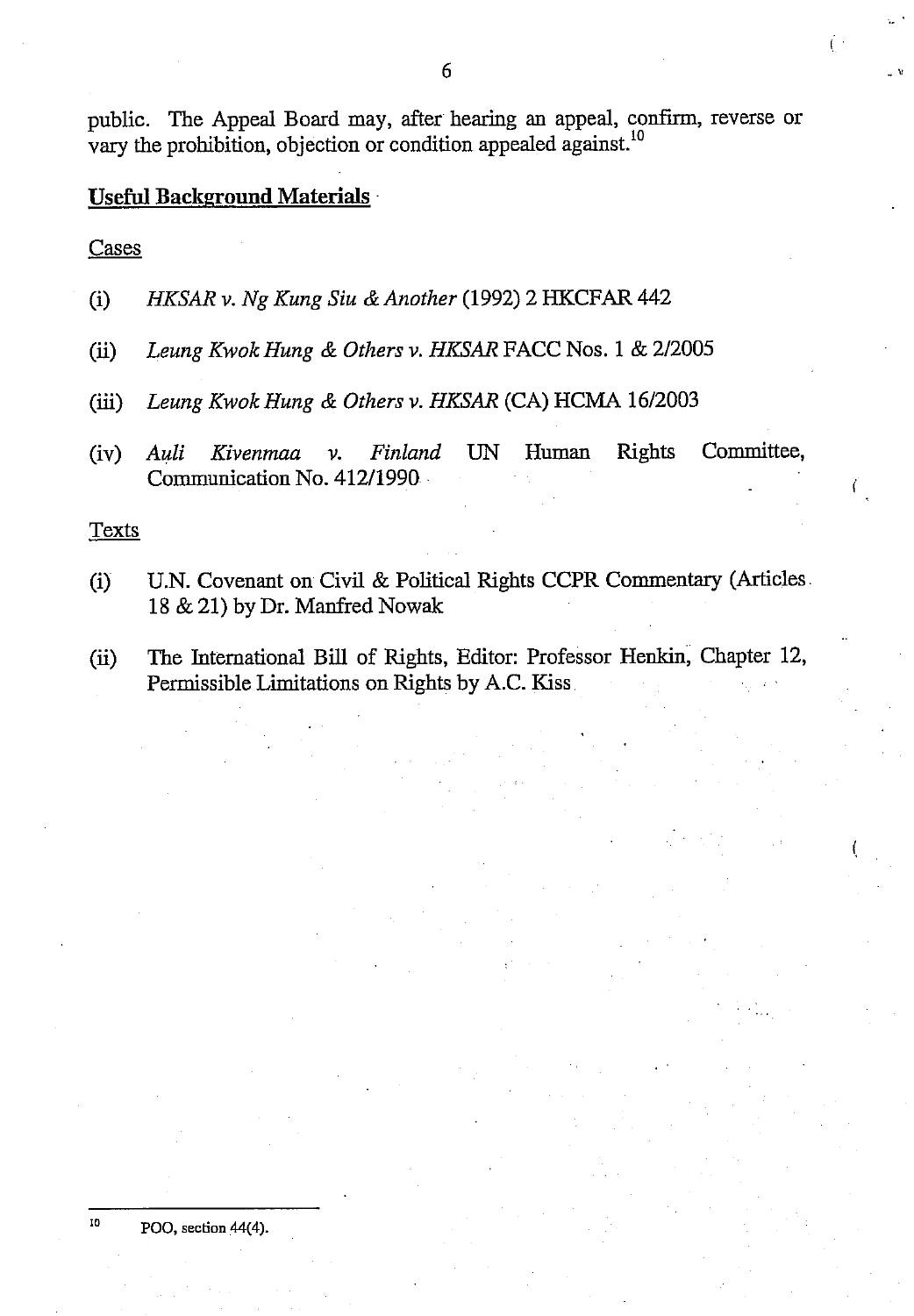public. The Appeal Board may, after hearing an appeal, confirm, reverse or vary the prohibition, objection or condition appealed against.[10]

## Useful Background Materials

Cases

(i) *HKSAR v. Ng Kung Siu & Another* (1992) 2 HKCFAR 442

(ii) *Leung Kwok Hung & Others v. HKSAR* FACC Nos. 1 & 2/2005

(iii) *Leung Kwok Hung & Others v. HKSAR* (CA) HCMA 16/2003

(iv) *Auli Kivenmaa v. Finland* UN Human Rights Committee, Communication No. 412/1990

Texts

(i) U.N. Covenant on Civil & Political Rights CCPR Commentary (Articles 18 & 21) by Dr. Manfred Nowak

(ii) The International Bill of Rights, Editor: Professor Henkin, Chapter 12, Permissible Limitations on Rights by A.C. Kiss

---

[10] POO, section 44(4).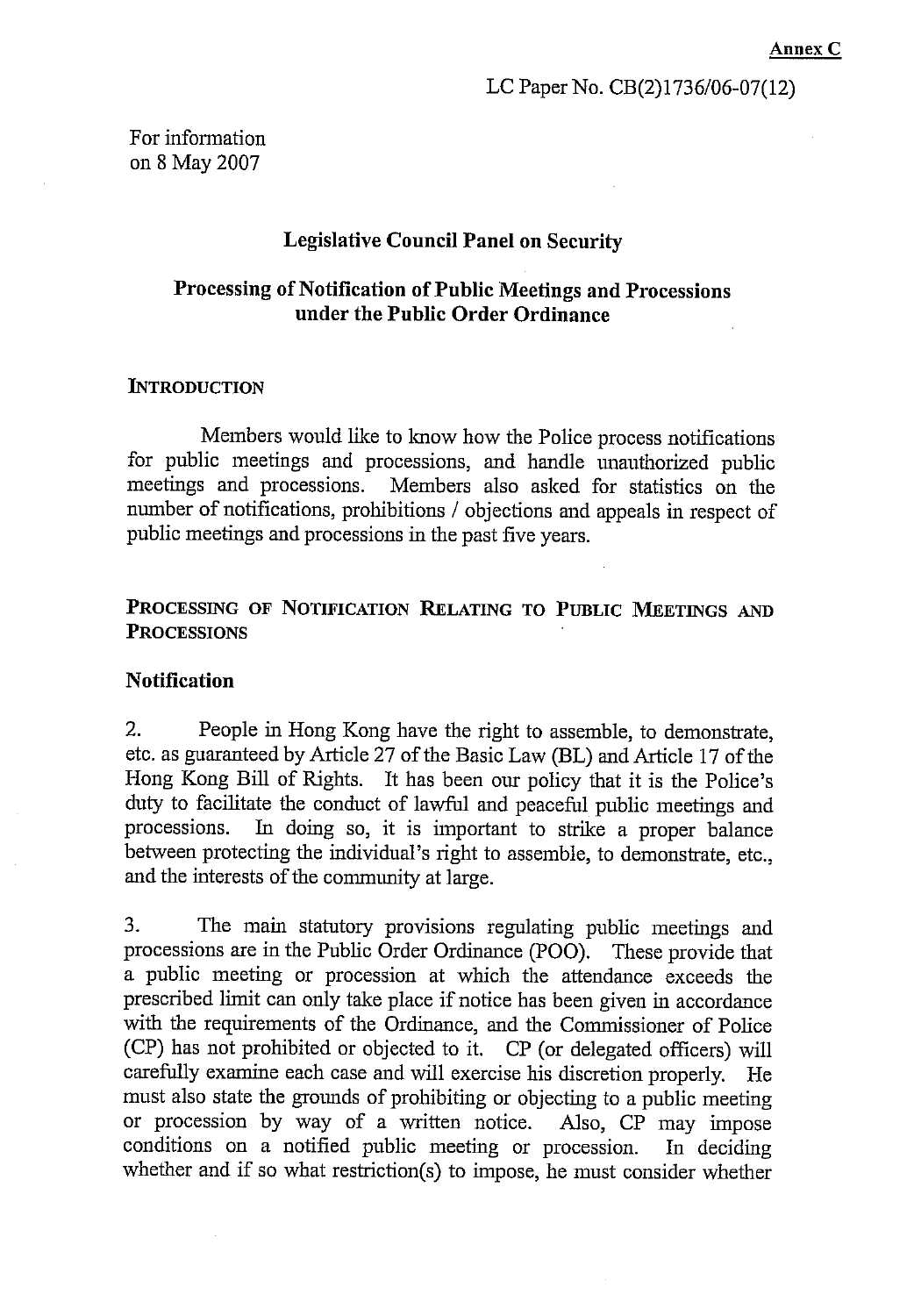**Annex C**

LC Paper No. CB(2)1736/06-07(12)

For information
on 8 May 2007

## Legislative Council Panel on Security

## Processing of Notification of Public Meetings and Processions under the Public Order Ordinance

### INTRODUCTION

Members would like to know how the Police process notifications for public meetings and processions, and handle unauthorized public meetings and processions. Members also asked for statistics on the number of notifications, prohibitions / objections and appeals in respect of public meetings and processions in the past five years.

### PROCESSING OF NOTIFICATION RELATING TO PUBLIC MEETINGS AND PROCESSIONS

#### Notification

2. People in Hong Kong have the right to assemble, to demonstrate, etc. as guaranteed by Article 27 of the Basic Law (BL) and Article 17 of the Hong Kong Bill of Rights. It has been our policy that it is the Police's duty to facilitate the conduct of lawful and peaceful public meetings and processions. In doing so, it is important to strike a proper balance between protecting the individual's right to assemble, to demonstrate, etc., and the interests of the community at large.

3. The main statutory provisions regulating public meetings and processions are in the Public Order Ordinance (POO). These provide that a public meeting or procession at which the attendance exceeds the prescribed limit can only take place if notice has been given in accordance with the requirements of the Ordinance, and the Commissioner of Police (CP) has not prohibited or objected to it. CP (or delegated officers) will carefully examine each case and will exercise his discretion properly. He must also state the grounds of prohibiting or objecting to a public meeting or procession by way of a written notice. Also, CP may impose conditions on a notified public meeting or procession. In deciding whether and if so what restriction(s) to impose, he must consider whether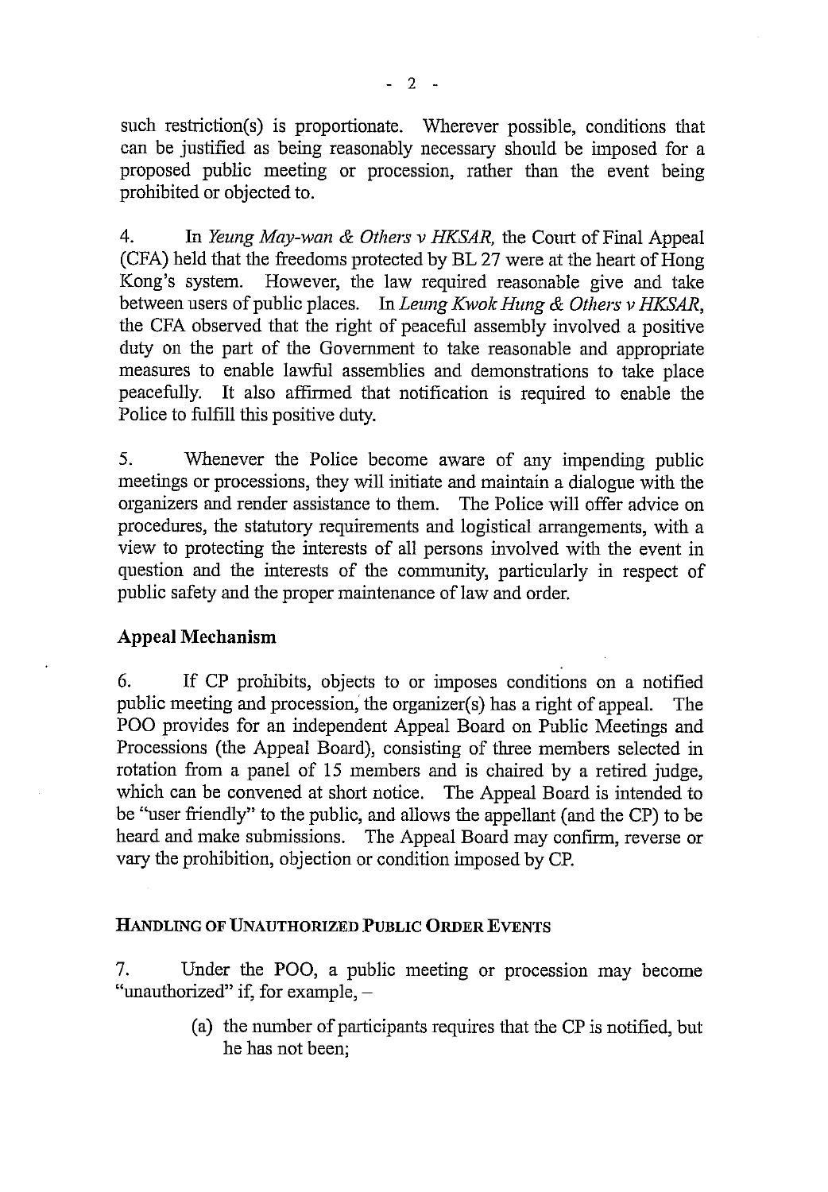such restriction(s) is proportionate. Wherever possible, conditions that can be justified as being reasonably necessary should be imposed for a proposed public meeting or procession, rather than the event being prohibited or objected to.

4. In *Yeung May-wan & Others v HKSAR,* the Court of Final Appeal (CFA) held that the freedoms protected by BL 27 were at the heart of Hong Kong's system. However, the law required reasonable give and take between users of public places. In *Leung Kwok Hung & Others v HKSAR,* the CFA observed that the right of peaceful assembly involved a positive duty on the part of the Government to take reasonable and appropriate measures to enable lawful assemblies and demonstrations to take place peacefully. It also affirmed that notification is required to enable the Police to fulfill this positive duty.

5. Whenever the Police become aware of any impending public meetings or processions, they will initiate and maintain a dialogue with the organizers and render assistance to them. The Police will offer advice on procedures, the statutory requirements and logistical arrangements, with a view to protecting the interests of all persons involved with the event in question and the interests of the community, particularly in respect of public safety and the proper maintenance of law and order.

### Appeal Mechanism

6. If CP prohibits, objects to or imposes conditions on a notified public meeting and procession, the organizer(s) has a right of appeal. The POO provides for an independent Appeal Board on Public Meetings and Processions (the Appeal Board), consisting of three members selected in rotation from a panel of 15 members and is chaired by a retired judge, which can be convened at short notice. The Appeal Board is intended to be "user friendly" to the public, and allows the appellant (and the CP) to be heard and make submissions. The Appeal Board may confirm, reverse or vary the prohibition, objection or condition imposed by CP.

## HANDLING OF UNAUTHORIZED PUBLIC ORDER EVENTS

7. Under the POO, a public meeting or procession may become "unauthorized" if, for example, –

   (a) the number of participants requires that the CP is notified, but he has not been;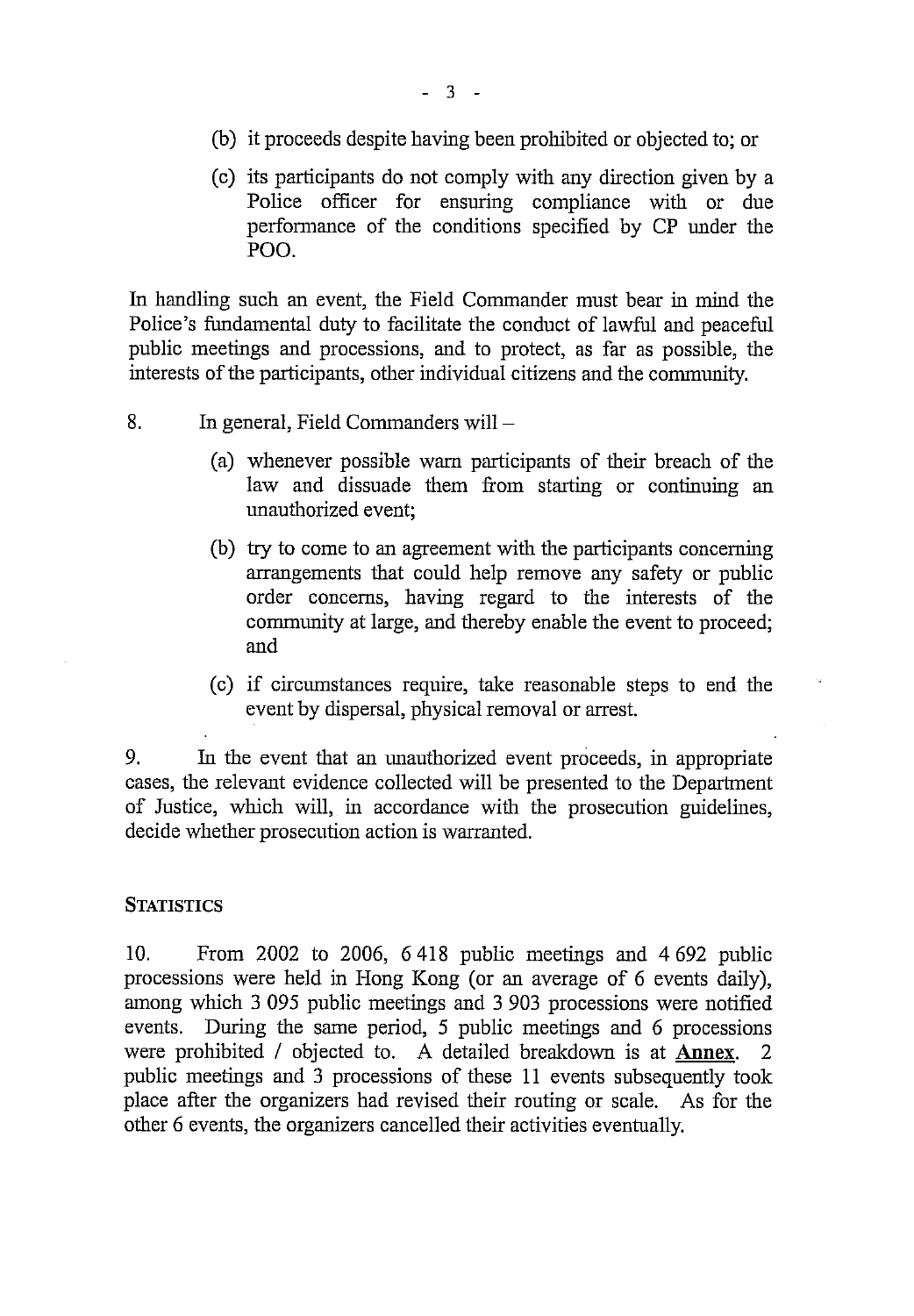(b) it proceeds despite having been prohibited or objected to; or

(c) its participants do not comply with any direction given by a Police officer for ensuring compliance with or due performance of the conditions specified by CP under the POO.

In handling such an event, the Field Commander must bear in mind the Police's fundamental duty to facilitate the conduct of lawful and peaceful public meetings and processions, and to protect, as far as possible, the interests of the participants, other individual citizens and the community.

8. In general, Field Commanders will –

(a) whenever possible warn participants of their breach of the law and dissuade them from starting or continuing an unauthorized event;

(b) try to come to an agreement with the participants concerning arrangements that could help remove any safety or public order concerns, having regard to the interests of the community at large, and thereby enable the event to proceed; and

(c) if circumstances require, take reasonable steps to end the event by dispersal, physical removal or arrest.

9. In the event that an unauthorized event proceeds, in appropriate cases, the relevant evidence collected will be presented to the Department of Justice, which will, in accordance with the prosecution guidelines, decide whether prosecution action is warranted.

## STATISTICS

10. From 2002 to 2006, 6 418 public meetings and 4 692 public processions were held in Hong Kong (or an average of 6 events daily), among which 3 095 public meetings and 3 903 processions were notified events. During the same period, 5 public meetings and 6 processions were prohibited / objected to. A detailed breakdown is at **Annex**. 2 public meetings and 3 processions of these 11 events subsequently took place after the organizers had revised their routing or scale. As for the other 6 events, the organizers cancelled their activities eventually.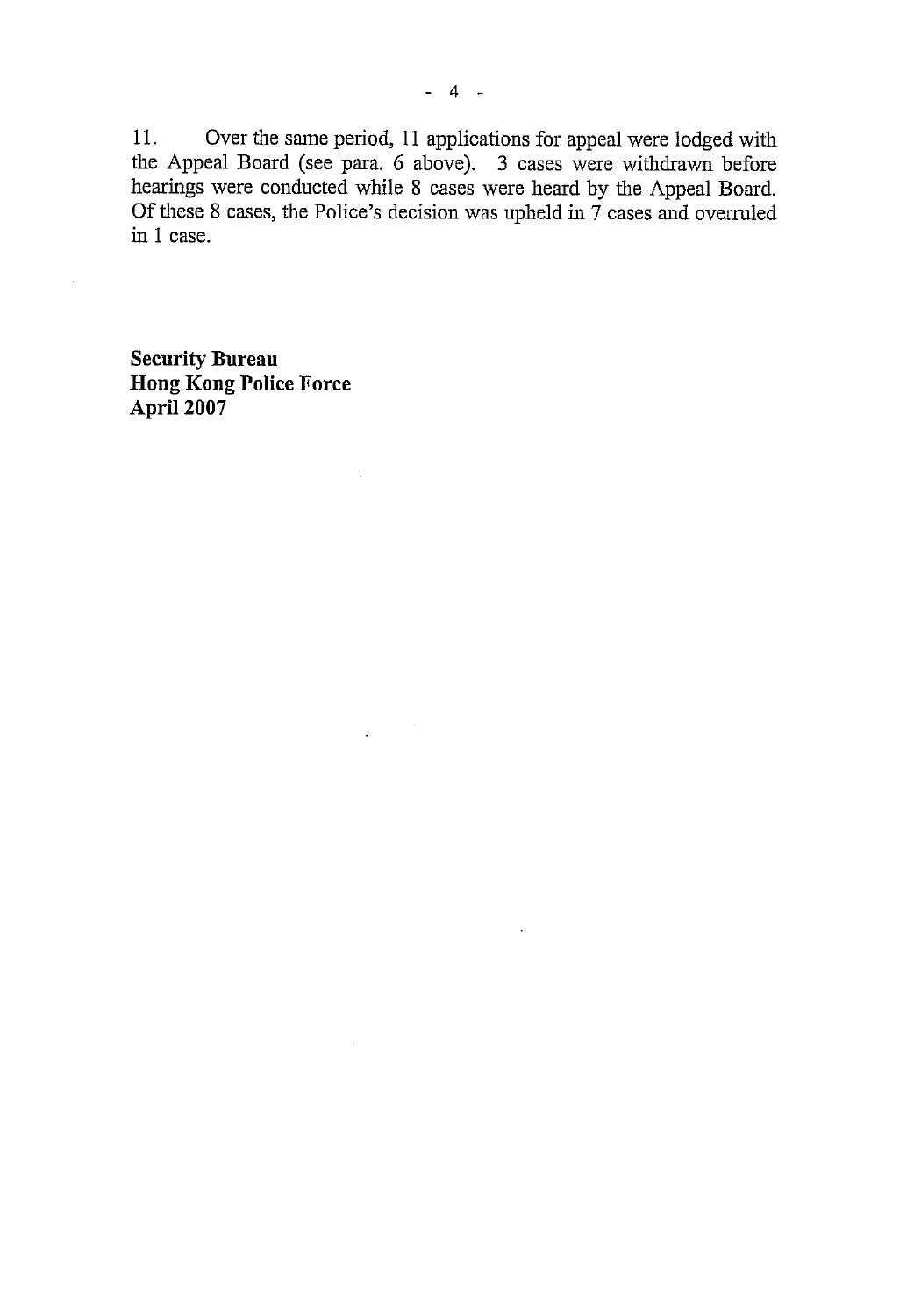11. Over the same period, 11 applications for appeal were lodged with the Appeal Board (see para. 6 above). 3 cases were withdrawn before hearings were conducted while 8 cases were heard by the Appeal Board. Of these 8 cases, the Police's decision was upheld in 7 cases and overruled in 1 case.

**Security Bureau**
**Hong Kong Police Force**
**April 2007**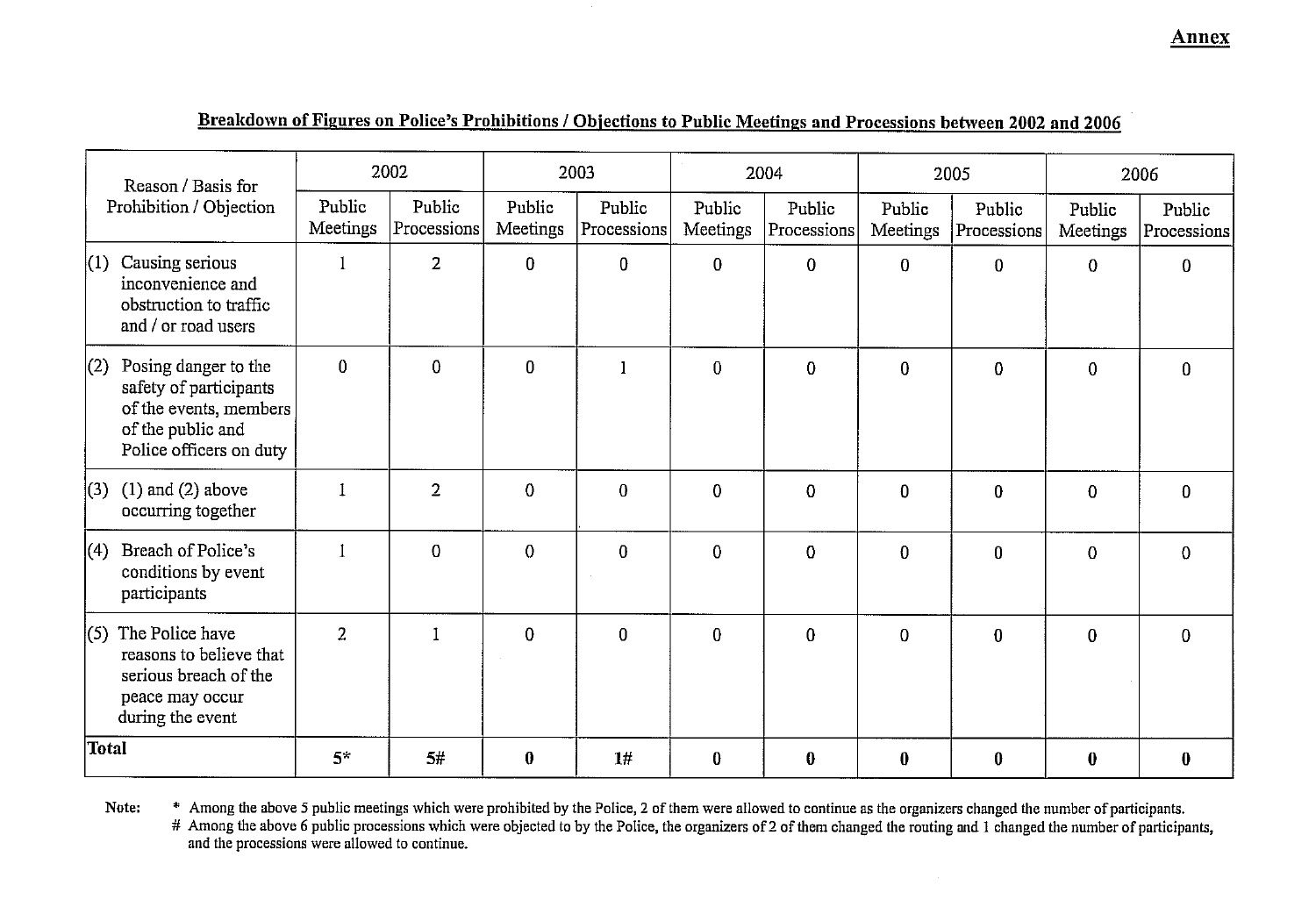**Annex**

**Breakdown of Figures on Police's Prohibitions / Objections to Public Meetings and Processions between 2002 and 2006**

| Reason / Basis for Prohibition / Objection | 2002 | | 2003 | | 2004 | | 2005 | | 2006 | |
|---|---|---|---|---|---|---|---|---|---|---|
| | Public Meetings | Public Processions | Public Meetings | Public Processions | Public Meetings | Public Processions | Public Meetings | Public Processions | Public Meetings | Public Processions |
| (1) Causing serious inconvenience and obstruction to traffic and / or road users | 1 | 2 | 0 | 0 | 0 | 0 | 0 | 0 | 0 | 0 |
| (2) Posing danger to the safety of participants of the events, members of the public and Police officers on duty | 0 | 0 | 0 | 1 | 0 | 0 | 0 | 0 | 0 | 0 |
| (3) (1) and (2) above occurring together | 1 | 2 | 0 | 0 | 0 | 0 | 0 | 0 | 0 | 0 |
| (4) Breach of Police's conditions by event participants | 1 | 0 | 0 | 0 | 0 | 0 | 0 | 0 | 0 | 0 |
| (5) The Police have reasons to believe that serious breach of the peace may occur during the event | 2 | 1 | 0 | 0 | 0 | 0 | 0 | 0 | 0 | 0 |
| **Total** | **5*** | **5#** | **0** | **1#** | **0** | **0** | **0** | **0** | **0** | **0** |

Note: * Among the above 5 public meetings which were prohibited by the Police, 2 of them were allowed to continue as the organizers changed the number of participants.

# Among the above 6 public processions which were objected to by the Police, the organizers of 2 of them changed the routing and 1 changed the number of participants, and the processions were allowed to continue.